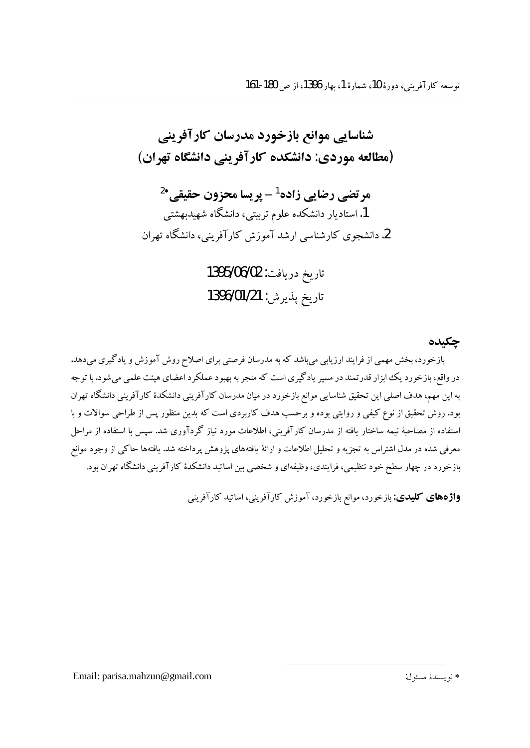# شناسایی موانع بازخورد مدرسان کارآفرینی
# (مطالعه موردی: دانشکده کارآفرینی دانشگاه تهران)

**مرتضی رضایی زاده[1] – پریسا محزون حقیقی[2]***

1. استادیار دانشکده علوم تربیتی، دانشگاه شهیدبهشتی
2. دانشجوی کارشناسی ارشد آموزش کارآفرینی، دانشگاه تهران

تاریخ دریافت: 1395/06/02
تاریخ پذیرش: 1396/01/21

## چکیده

بازخورد، بخش مهمی از فرایند ارزیابی می‌باشد که به مدرسان فرصتی برای اصلاح روش آموزش و یادگیری می‌دهد. در واقع، بازخورد یک ابزار قدرتمند در مسیر یادگیری است که منجر به بهبود عملکرد اعضای هیئت علمی می‌شود. با توجه به این مهم، هدف اصلی این تحقیق شناسایی موانع بازخورد در میان مدرسان کارآفرینی دانشکدهٔ کارآفرینی دانشگاه تهران بود. روش تحقیق از نوع کیفی و روایتی بوده و برحسب هدف کاربردی است که بدین منظور پس از طراحی سوالات و با استفاده از مصاحبهٔ نیمه ساختار یافته از مدرسان کارآفرینی، اطلاعات مورد نیاز گردآوری شد. سپس با استفاده از مراحل معرفی شده در مدل اشتراس به تجزیه و تحلیل اطلاعات و ارائهٔ یافته‌های پژوهش پرداخته شد. یافته‌ها حاکی از وجود موانع بازخورد در چهار سطح خود تنظیمی، فرایندی، وظیفه‌ای و شخصی بین اساتید دانشکدهٔ کارآفرینی دانشگاه تهران بود.

**واژه‌های کلیدی:** بازخورد، موانع بازخورد، آموزش کارآفرینی، اساتید کارآفرینی

---

* نویسندهٔ مسئول: Email: parisa.mahzun@gmail.com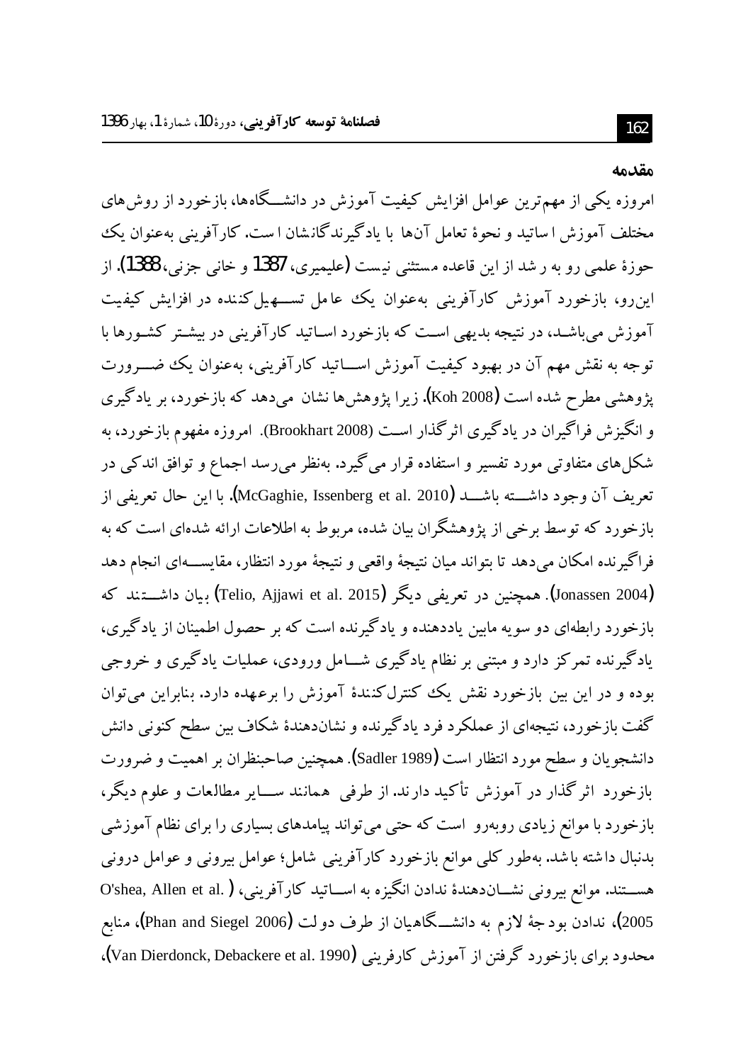## مقدمه

امروزه یکی از مهم‌ترین عوامل افزایش کیفیت آموزش در دانشـــگاه‌ها، بازخورد از روش‌های مختلف آموزش اساتید و نحوهٔ تعامل آن‌ها با یادگیرندگانشان است. کارآفرینی به‌عنوان یک حوزهٔ علمی رو به رشد از این قاعده مستثنی نیست (علیمیری، 1387 و خانی جزنی، 1388). از این‌رو، بازخورد آموزش کارآفرینی به‌عنوان یک عامل تســـهیل‌کننده در افزایش کیفیت آموزش می‌باشـد، در نتیجه بدیهی اسـت که بازخورد اسـاتید کارآفرینی در بیشـتر کشـورها با توجه به نقش مهم آن در بهبود کیفیت آموزش اســـاتید کارآفرینی، به‌عنوان یک ضـــرورت پژوهشی مطرح شده است (Koh 2008). زیرا پژوهش‌ها نشان می‌دهد که بازخورد، بر یادگیری و انگیزش فراگیران در یادگیری اثرگذار اسـت (Brookhart 2008). امروزه مفهوم بازخورد، به شکل‌های متفاوتی مورد تفسیر و استفاده قرار می‌گیرد. به‌نظر می‌رسد اجماع و توافق اندکی در تعریف آن وجود داشـــته باشـــد (McGaghie, Issenberg et al. 2010). با این حال تعریفی از بازخورد که توسط برخی از پژوهشگران بیان شده، مربوط به اطلاعات ارائه شده‌ای است که به فراگیرنده امکان می‌دهد تا بتواند میان نتیجهٔ واقعی و نتیجهٔ مورد انتظار، مقایســـه‌ای انجام دهد (Jonassen 2004). همچنین در تعریفی دیگر (Telio, Ajjawi et al. 2015) بیان داشـــتند که بازخورد رابطه‌ای دو سویه مابین یاددهنده و یادگیرنده است که بر حصول اطمینان از یادگیری، یادگیرنده تمرکز دارد و مبتنی بر نظام یادگیری شـــامل ورودی، عملیات یادگیری و خروجی بوده و در این بین بازخورد نقش یک کنترل‌کنندهٔ آموزش را برعهده دارد. بنابراین می‌توان گفت بازخورد، نتیجه‌ای از عملکرد فرد یادگیرنده و نشان‌دهندهٔ شکاف بین سطح کنونی دانش دانشجویان و سطح مورد انتظار است (Sadler 1989). همچنین صاحبنظران بر اهمیت و ضرورت بازخورد اثرگذار در آموزش تأکید دارند. از طرفی همانند ســـایر مطالعات و علوم دیگر، بازخورد با موانع زیادی روبه‌رو است که حتی می‌تواند پیامدهای بسیاری را برای نظام آموزشی بدنبال داشته باشد. به‌طور کلی موانع بازخورد کارآفرینی شامل؛ عوامل بیرونی و عوامل درونی هســـتند. موانع بیرونی نشـــان‌دهندهٔ ندادن انگیزه به اســـاتید کارآفرینی، (O'shea, Allen et al. 2005)، ندادن بودجهٔ لازم به دانشـــگاهیان از طرف دولت (Phan and Siegel 2006)، منابع محدود برای بازخورد گرفتن از آموزش کارفرینی (Van Dierdonck, Debackere et al. 1990)،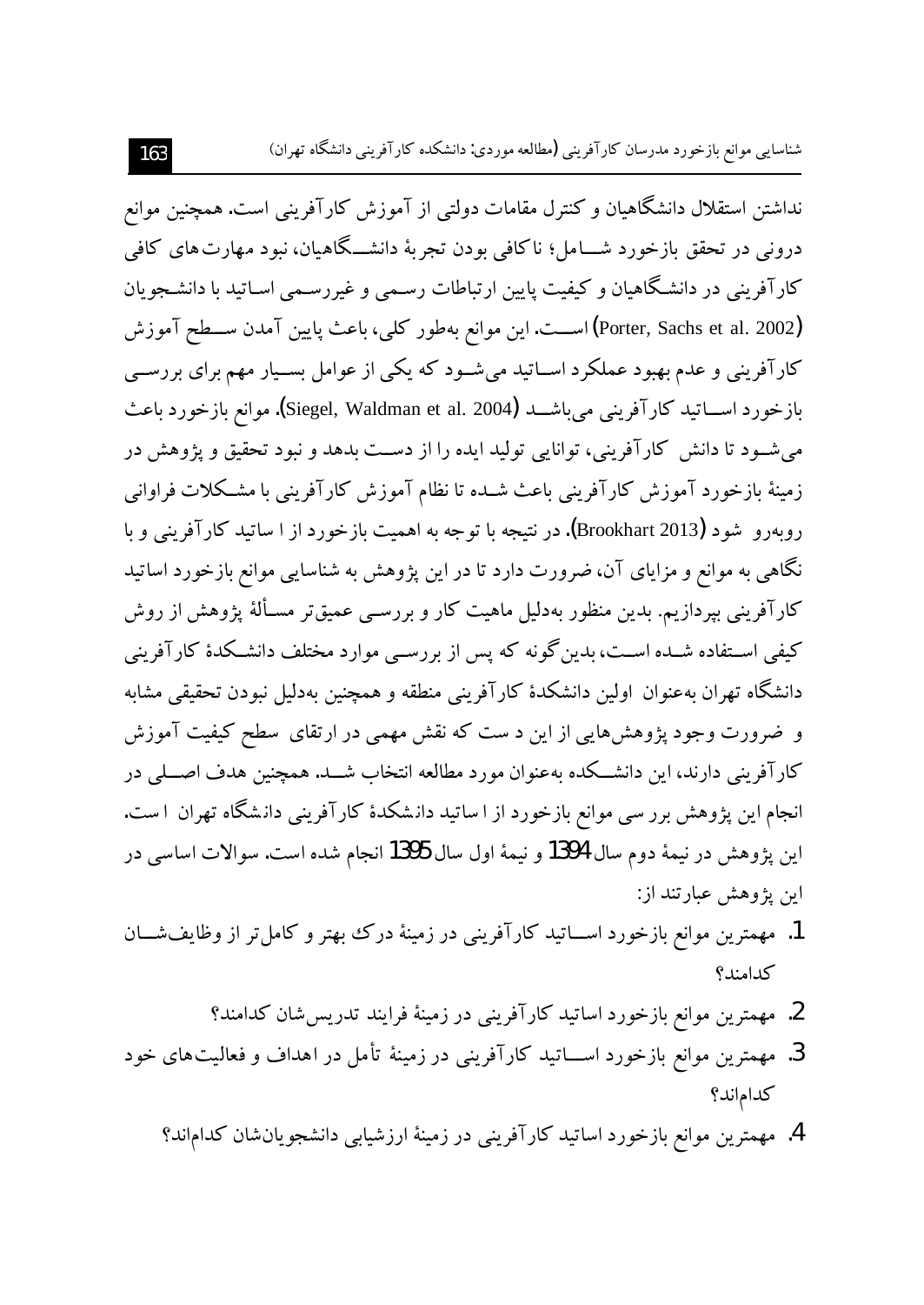نداشتن استقلال دانشگاهیان و کنترل مقامات دولتی از آموزش کارآفرینی است. همچنین موانع درونی در تحقق بازخورد شامل؛ ناکافی بودن تجربهٔ دانشگاهیان، نبود مهارت‌های کافی کارآفرینی در دانشگاهیان و کیفیت پایین ارتباطات رسمی و غیررسمی اساتید با دانشجویان (Porter, Sachs et al. 2002) است. این موانع به‌طور کلی، باعث پایین آمدن سطح آموزش کارآفرینی و عدم بهبود عملکرد اساتید می‌شود که یکی از عوامل بسیار مهم برای بررسی بازخورد اساتید کارآفرینی می‌باشد (Siegel, Waldman et al. 2004). موانع بازخورد باعث می‌شود تا دانش کارآفرینی، توانایی تولید ایده را از دست بدهد و نبود تحقیق و پژوهش در زمینهٔ بازخورد آموزش کارآفرینی باعث شده تا نظام آموزش کارآفرینی با مشکلات فراوانی روبه‌رو شود (Brookhart 2013). در نتیجه با توجه به اهمیت بازخورد از ا ساتید کارآفرینی و با نگاهی به موانع و مزایای آن، ضرورت دارد تا در این پژوهش به شناسایی موانع بازخورد اساتید کارآفرینی بپردازیم. بدین منظور به‌دلیل ماهیت کار و بررسی عمیق‌تر مسألهٔ پژوهش از روش کیفی استفاده شده است، بدین‌گونه که پس از بررسی موارد مختلف دانشکدهٔ کارآفرینی دانشگاه تهران به‌عنوان اولین دانشکدهٔ کارآفرینی منطقه و همچنین به‌دلیل نبودن تحقیقی مشابه و ضرورت وجود پژوهش‌هایی از این د ست که نقش مهمی در ارتقای سطح کیفیت آموزش کارآفرینی دارند، این دانشکده به‌عنوان مورد مطالعه انتخاب شد. همچنین هدف اصلی در انجام این پژوهش برر سی موانع بازخورد از ا ساتید دانشکدهٔ کارآفرینی دانشگاه تهران ا ست. این پژوهش در نیمهٔ دوم سال 1394 و نیمهٔ اول سال 1395 انجام شده است. سوالات اساسی در این پژوهش عبارتند از:

1. مهمترین موانع بازخورد اساتید کارآفرینی در زمینهٔ درک بهتر و کامل‌تر از وظایف‌شان کدامند؟
2. مهمترین موانع بازخورد اساتید کارآفرینی در زمینهٔ فرایند تدریس‌شان کدامند؟
3. مهمترین موانع بازخورد اساتید کارآفرینی در زمینهٔ تأمل در اهداف و فعالیت‌های خود کدام‌اند؟
4. مهمترین موانع بازخورد اساتید کارآفرینی در زمینهٔ ارزشیابی دانشجویان‌شان کدام‌اند؟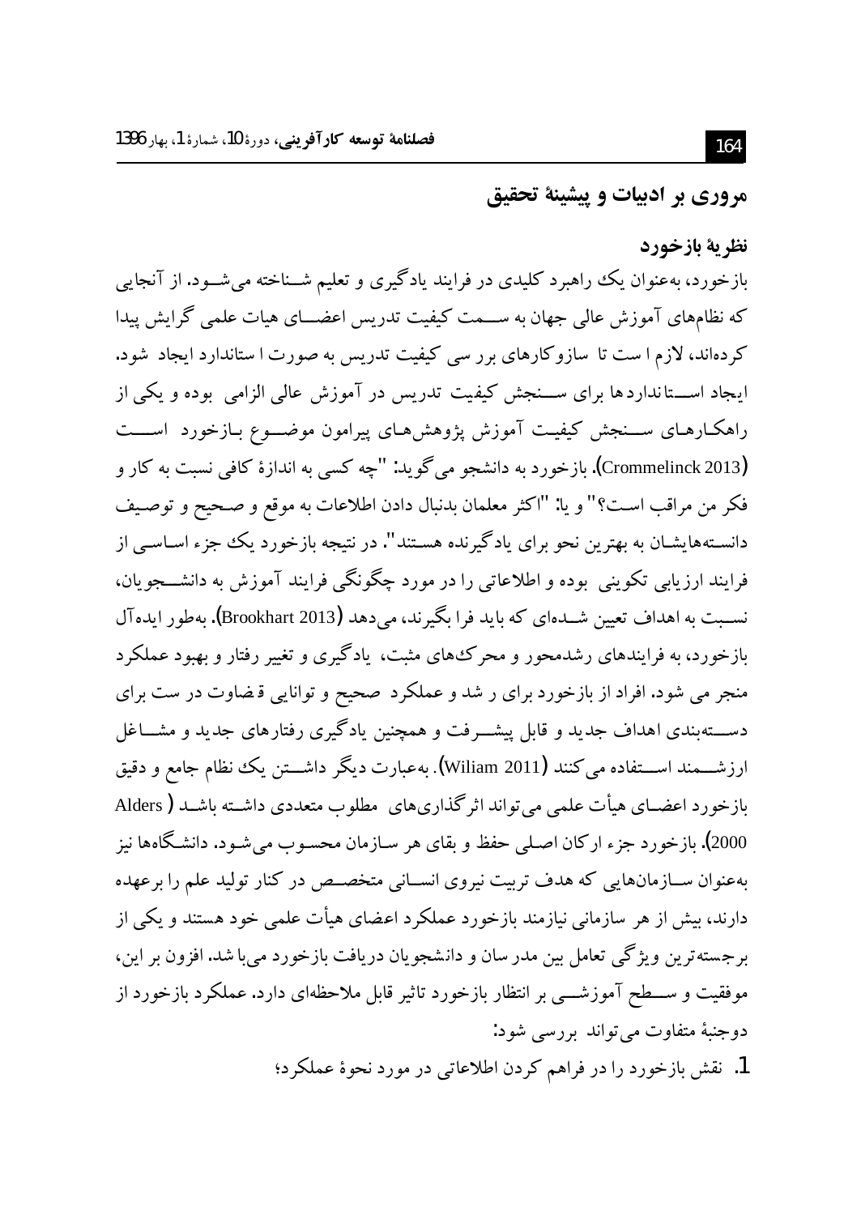## مروری بر ادبیات و پیشینهٔ تحقیق

### نظریهٔ بازخورد

بازخورد، به‌عنوان یک راهبرد کلیدی در فرایند یادگیری و تعلیم شـناخته می‌شـود. از آنجایی که نظام‌های آموزش عالی جهان به سـمت کیفیت تدریس اعضـای هیات علمی گرایش پیدا کرده‌اند، لازم است تا سازوکارهای بررسی کیفیت تدریس به صورت استاندارد ایجاد شود. ایجاد اسـتانداردها برای سـنجش کیفیت تدریس در آموزش عالی الزامی بوده و یکی از راهکارهـای سـنجش کیفیـت آموزش پژوهش‌هـای پیرامون موضـوع بـازخورد اسـت (Crommelinck 2013). بازخورد به دانشجو می‌گوید: "چه کسی به اندازهٔ کافی نسبت به کار و فکر من مراقب است؟" و یا: "اکثر معلمان بدنبال دادن اطلاعات به موقع و صحیح و توصیف دانسته‌هایشان به بهترین نحو برای یادگیرنده هستند". در نتیجه بازخورد یک جزء اساسی از فرایند ارزیابی تکوینی بوده و اطلاعاتی را در مورد چگونگی فرایند آموزش به دانشـجویان، نسبت به اهداف تعیین شـده‌ای که باید فرا بگیرند، می‌دهد (Brookhart 2013). به‌طور ایده‌آل بازخورد، به فرایندهای رشدمحور و محرک‌های مثبت، یادگیری و تغییر رفتار و بهبود عملکرد منجر می شود. افراد از بازخورد برای رشد و عملکرد صحیح و توانایی قضاوت درست برای دسـته‌بندی اهداف جدید و قابل پیشـرفت و همچنین یادگیری رفتارهای جدید و مشـاغل ارزشـمند اسـتفاده می‌کنند (Wiliam 2011). به‌عبارت دیگر داشـتن یک نظام جامع و دقیق بازخورد اعضـای هیأت علمی می‌تواند اثرگذاری‌های مطلوب متعددی داشـته باشـد (Alders 2000). بازخورد جزء ارکان اصلی حفظ و بقای هر سازمان محسوب می‌شود. دانشگاه‌ها نیز به‌عنوان سـازمان‌هایی که هدف تربیت نیروی انسـانی متخصـص در کنار تولید علم را برعهده دارند، بیش از هر سازمانی نیازمند بازخورد عملکرد اعضای هیأت علمی خود هستند و یکی از برجسته‌ترین ویژگی تعامل بین مدرسان و دانشجویان دریافت بازخورد می‌باشد. افزون بر این، موفقیت و سـطح آموزشـی بر انتظار بازخورد تاثیر قابل ملاحظه‌ای دارد. عملکرد بازخورد از دوجنبهٔ متفاوت می‌تواند بررسی شود:

1. نقش بازخورد را در فراهم کردن اطلاعاتی در مورد نحوهٔ عملکرد؛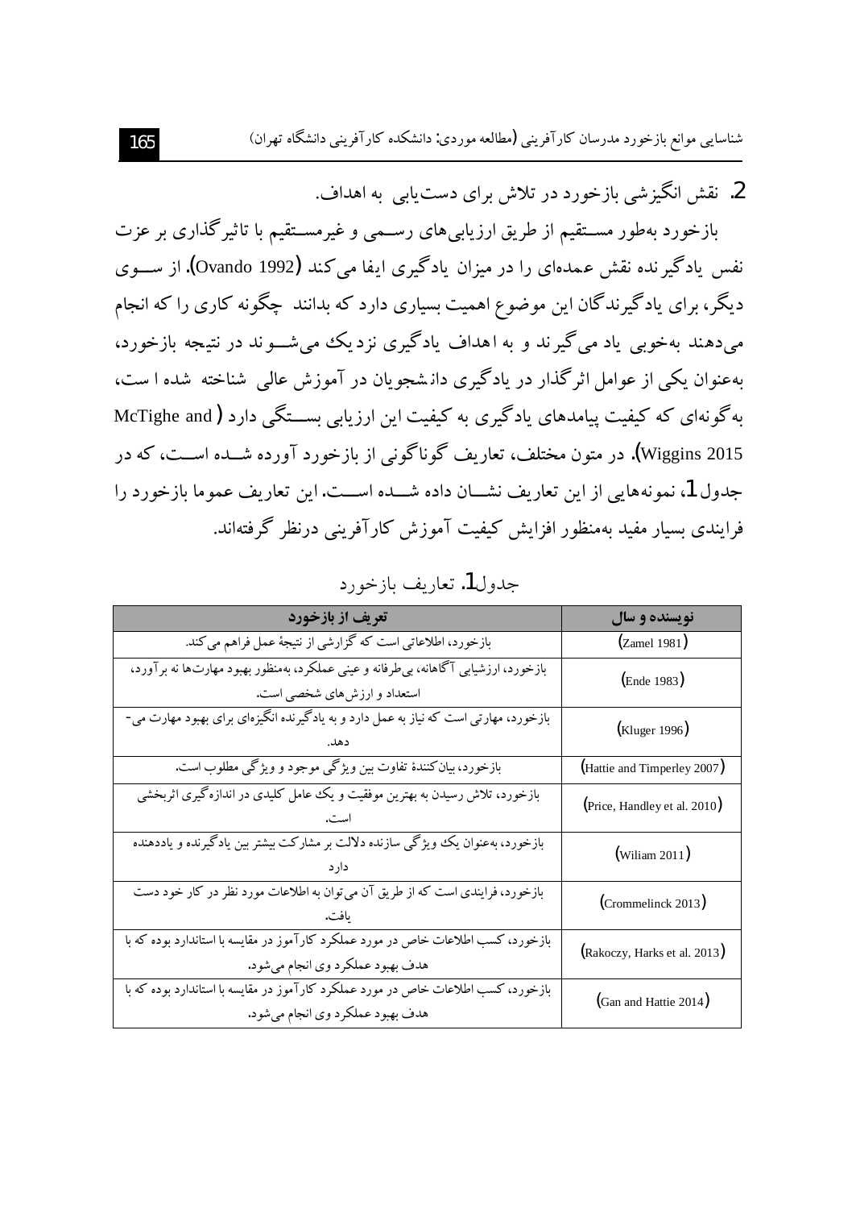## 2. نقش انگیزشی بازخورد در تلاش برای دست‌یابی به اهداف.

بازخورد به‌طور مستقیم از طریق ارزیابی‌های رسمی و غیرمستقیم با تاثیرگذاری بر عزت نفس یادگیرنده نقش عمده‌ای را در میزان یادگیری ایفا می‌کند (Ovando 1992). از سوی دیگر، برای یادگیرندگان این موضوع اهمیت بسیاری دارد که بدانند چگونه کاری را که انجام می‌دهند به‌خوبی یاد می‌گیرند و به اهداف یادگیری نزدیک می‌شوند در نتیجه بازخورد، به‌عنوان یکی از عوامل اثرگذار در یادگیری دانشجویان در آموزش عالی شناخته شده است، به‌گونه‌ای که کیفیت پیامدهای یادگیری به کیفیت این ارزیابی بستگی دارد (McTighe and Wiggins 2015). در متون مختلف، تعاریف گوناگونی از بازخورد آورده شده است، که در جدول1، نمونه‌هایی از این تعاریف نشان داده شده است. این تعاریف عموما بازخورد را فرایندی بسیار مفید به‌منظور افزایش کیفیت آموزش کارآفرینی درنظر گرفته‌اند.

جدول1. تعاریف بازخورد

| نویسنده و سال | تعریف از بازخورد |
|---|---|
| (Zamel 1981) | بازخورد، اطلاعاتی است که گزارشی از نتیجهٔ عمل فراهم می‌کند. |
| (Ende 1983) | بازخورد، ارزشیابی آگاهانه، بی‌طرفانه و عینی عملکرد، به‌منظور بهبود مهارت‌ها نه برآورد، استعداد و ارزش‌های شخصی است. |
| (Kluger 1996) | بازخورد، مهارتی است که نیاز به عمل دارد و به یادگیرنده انگیزه‌ای برای بهبود مهارت می-دهد. |
| (Hattie and Timperley 2007) | بازخورد، بیان‌کنندهٔ تفاوت بین ویژگی موجود و ویژگی مطلوب است. |
| (Price, Handley et al. 2010) | بازخورد، تلاش رسیدن به بهترین موفقیت و یک عامل کلیدی در اندازه‌گیری اثربخشی است. |
| (Wiliam 2011) | بازخورد، به‌عنوان یک ویژگی سازنده دلالت بر مشارکت بیشتر بین یادگیرنده و یاددهنده دارد |
| (Crommelinck 2013) | بازخورد، فرایندی است که از طریق آن می‌توان به اطلاعات مورد نظر در کار خود دست یافت. |
| (Rakoczy, Harks et al. 2013) | بازخورد، کسب اطلاعات خاص در مورد عملکرد کارآموز در مقایسه با استاندارد بوده که با هدف بهبود عملکرد وی انجام می‌شود. |
| (Gan and Hattie 2014) | بازخورد، کسب اطلاعات خاص در مورد عملکرد کارآموز در مقایسه با استاندارد بوده که با هدف بهبود عملکرد وی انجام می‌شود. |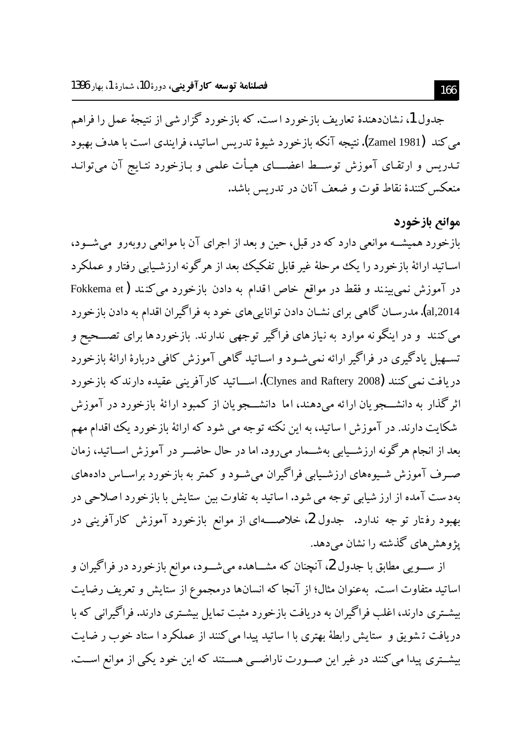جدول 1، نشان‌دهندهٔ تعاریف بازخورد است. که بازخورد گزارشی از نتیجهٔ عمل را فراهم می‌کند (Zamel 1981). نتیجه آنکه بازخورد شیوهٔ تدریس اساتید، فرایندی است با هدف بهبود تدریس و ارتقای آموزش توسط اعضای هیأت علمی و بازخورد نتایج آن می‌تواند منعکس‌کنندهٔ نقاط قوت و ضعف آنان در تدریس باشد.

## موانع بازخورد

بازخورد همیشه موانعی دارد که در قبل، حین و بعد از اجرای آن با موانعی روبه‌رو می‌شود، اساتید ارائهٔ بازخورد را یک مرحلهٔ غیر قابل تفکیک بعد از هرگونه ارزشیابی رفتار و عملکرد در آموزش نمی‌بینند و فقط در مواقع خاص اقدام به دادن بازخورد می‌کنند (Fokkema et al,2014). مدرسان گاهی برای نشان دادن توانایی‌های خود به فراگیران اقدام به دادن بازخورد می‌کنند و در اینگونه موارد به نیازهای فراگیر توجهی ندارند. بازخوردها برای تصحیح و تسهیل یادگیری در فراگیر ارائه نمی‌شود و اساتید گاهی آموزش کافی دربارهٔ ارائهٔ بازخورد دریافت نمی‌کنند (Clynes and Raftery 2008). اساتید کارآفرینی عقیده دارند که بازخورد اثرگذار به دانشجویان ارائه می‌دهند، اما دانشجویان از کمبود ارائهٔ بازخورد در آموزش شکایت دارند. در آموزش اساتید، به این نکته توجه می شود که ارائهٔ بازخورد یک اقدام مهم بعد از انجام هرگونه ارزشیابی به‌شمار می‌رود. اما در حال حاضر در آموزش اساتید، زمان صرف آموزش شیوه‌های ارزشیابی فراگیران می‌شود و کمتر به بازخورد براساس داده‌های به‌دست آمده از ارزشیابی توجه می شود. اساتید به تفاوت بین ستایش با بازخورد اصلاحی در بهبود رفتار توجه ندارد. جدول 2، خلاصه‌ای از موانع بازخورد آموزش کارآفرینی در پژوهش‌های گذشته را نشان می‌دهد.

از سویی مطابق با جدول 2، آنچنان که مشاهده می‌شود، موانع بازخورد در فراگیران و اساتید متفاوت است. به‌عنوان مثال؛ از آنجا که انسان‌ها درمجموع از ستایش و تعریف رضایت بیشتری دارند، اغلب فراگیران به دریافت بازخورد مثبت تمایل بیشتری دارند. فراگیرانی که با دریافت تشویق و ستایش رابطهٔ بهتری با اساتید پیدا می‌کنند از عملکرد استاد خوب رضایت بیشتری پیدا می‌کنند در غیر این صورت ناراضی هستند که این خود یکی از موانع است.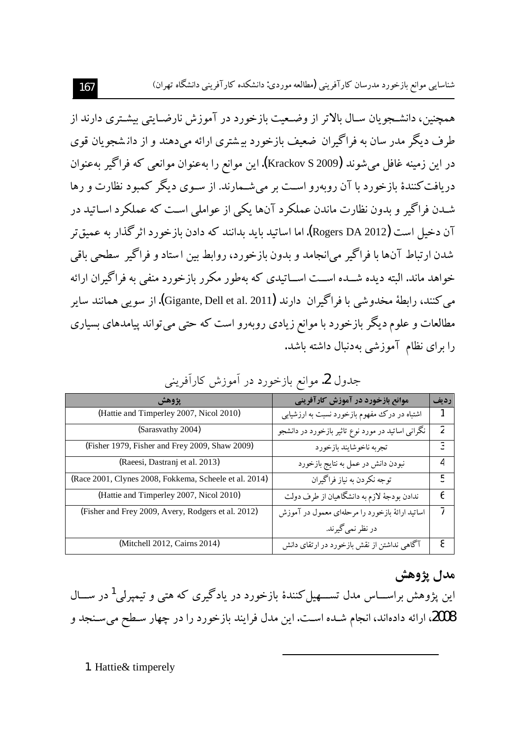همچنین، دانشـجویان سـال بالاتر از وضـعیت بازخورد در آموزش نارضـایتی بیشـتری دارند از طرف دیگر مدرسان به فراگیران ضعیف بازخورد بیشتری ارائه می‌دهند و از دانشجویان قوی در این زمینه غافل می‌شوند (Krackov S 2009). این موانع را به‌عنوان موانعی که فراگیر به‌عنوان دریافت‌کنندهٔ بازخورد با آن روبه‌رو اسـت بر می‌شـمارند. از سـوی دیگر کمبود نظارت و رها شـدن فراگیر و بدون نظارت ماندن عملکرد آن‌ها یکی از عواملی اسـت که عملکرد اسـاتید در آن دخیل است (Rogers DA 2012). اما اساتید باید بدانند که دادن بازخورد اثرگذار به عمیق‌تر شدن ارتباط آن‌ها با فراگیر می‌انجامد و بدون بازخورد، روابط بین استاد و فراگیر سطحی باقی خواهد ماند. البته دیده شـــده اســـت اســـاتیدی که به‌طور مکرر بازخورد منفی به فراگیران ارائه می‌کنند، رابطهٔ مخدوشی با فراگیران دارند (Gigante, Dell et al. 2011). از سویی همانند سایر مطالعات و علوم دیگر بازخورد با موانع زیادی روبه‌رو است که حتی می‌تواند پیامدهای بسیاری را برای نظام آموزشی به‌دنبال داشته باشد.

جدول 2. موانع بازخورد در آموزش کارآفرینی

| ردیف | موانع بازخورد در آموزش کارآفرینی | پژوهش |
|---|---|---|
| 1 | اشتباه در درک مفهوم بازخورد نسبت به ارزشیابی | (Hattie and Timperley 2007, Nicol 2010) |
| 2 | نگرانی اساتید در مورد نوع تاثیر بازخورد در دانشجو | (Sarasvathy 2004) |
| 3 | تجربه ناخوشایند بازخورد | (Fisher 1979, Fisher and Frey 2009, Shaw 2009) |
| 4 | نبودن دانش در عمل به نتایج بازخورد | (Raeesi, Dastranj et al. 2013) |
| 5 | توجه نکردن به نیاز فراگیران | (Race 2001, Clynes 2008, Fokkema, Scheele et al. 2014) |
| 6 | ندادن بودجهٔ لازم به دانشگاهیان از طرف دولت | (Hattie and Timperley 2007, Nicol 2010) |
| 7 | اساتید ارائهٔ بازخورد را مرحله‌ای معمول در آموزش در نظر نمی‌گیرند. | (Fisher and Frey 2009, Avery, Rodgers et al. 2012) |
| 8 | آگاهی نداشتن از نقش بازخورد در ارتقای دانش | (Mitchell 2012, Cairns 2014) |

## مدل پژوهش

این پژوهش براســاس مدل تســهیل‌کنندهٔ بازخورد در یادگیری که هتی و تیمپرلی[1] در ســال 2008، ارائه داده‌اند، انجام شـده اسـت. این مدل فرایند بازخورد را در چهار سـطح می‌سـنجد و

1. Hattie& timperely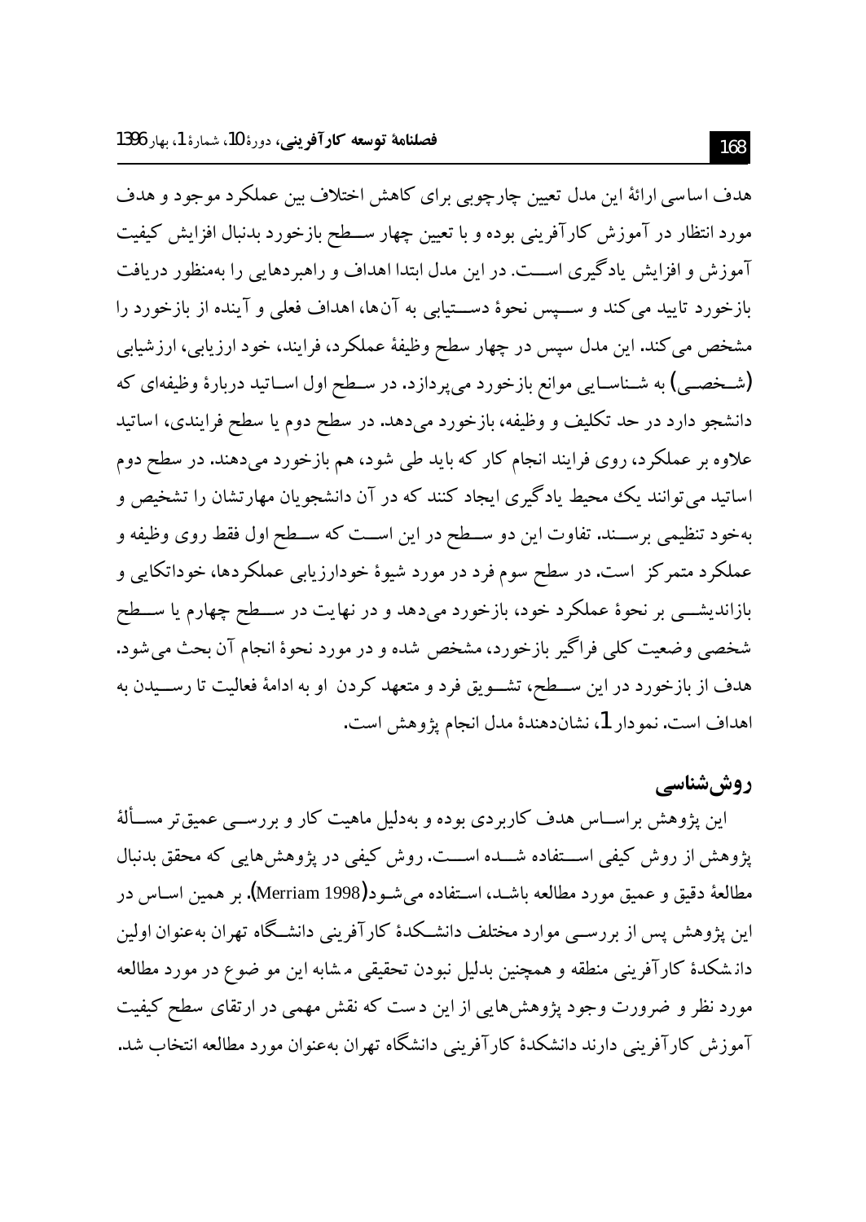هدف اساسی ارائهٔ این مدل تعیین چارچوبی برای کاهش اختلاف بین عملکرد موجود و هدف مورد انتظار در آموزش کارآفرینی بوده و با تعیین چهار سطح بازخورد بدنبال افزایش کیفیت آموزش و افزایش یادگیری است. در این مدل ابتدا اهداف و راهبردهایی را به‌منظور دریافت بازخورد تایید می‌کند و سپس نحوهٔ دستیابی به آن‌ها، اهداف فعلی و آینده از بازخورد را مشخص می‌کند. این مدل سپس در چهار سطح وظیفهٔ عملکرد، فرایند، خود ارزیابی، ارزشیابی (شخصی) به شناسایی موانع بازخورد می‌پردازد. در سطح اول اساتید دربارهٔ وظیفه‌ای که دانشجو دارد در حد تکلیف و وظیفه، بازخورد می‌دهد. در سطح دوم یا سطح فرایندی، اساتید علاوه بر عملکرد، روی فرایند انجام کار که باید طی شود، هم بازخورد می‌دهند. در سطح دوم اساتید می‌توانند یک محیط یادگیری ایجاد کنند که در آن دانشجویان مهارتشان را تشخیص و به‌خود تنظیمی برسند. تفاوت این دو سطح در این است که سطح اول فقط روی وظیفه و عملکرد متمرکز است. در سطح سوم فرد در مورد شیوهٔ خودارزیابی عملکردها، خوداتکایی و بازاندیشی بر نحوهٔ عملکرد خود، بازخورد می‌دهد و در نهایت در سطح چهارم یا سطح شخصی وضعیت کلی فراگیر بازخورد، مشخص شده و در مورد نحوهٔ انجام آن بحث می‌شود. هدف از بازخورد در این سطح، تشویق فرد و متعهد کردن او به ادامهٔ فعالیت تا رسیدن به اهداف است. نمودار 1، نشان‌دهندهٔ مدل انجام پژوهش است.

## روش‌شناسی

این پژوهش براساس هدف کاربردی بوده و به‌دلیل ماهیت کار و بررسی عمیق‌تر مسألهٔ پژوهش از روش کیفی استفاده شده است. روش کیفی در پژوهش‌هایی که محقق بدنبال مطالعهٔ دقیق و عمیق مورد مطالعه باشد، استفاده می‌شود(Merriam 1998). بر همین اساس در این پژوهش پس از بررسی موارد مختلف دانشکدهٔ کارآفرینی دانشگاه تهران به‌عنوان اولین دانشکدهٔ کارآفرینی منطقه و همچنین بدلیل نبودن تحقیقی مشابه این موضوع در مورد مطالعه مورد نظر و ضرورت وجود پژوهش‌هایی از این دست که نقش مهمی در ارتقای سطح کیفیت آموزش کارآفرینی دارند دانشکدهٔ کارآفرینی دانشگاه تهران به‌عنوان مورد مطالعه انتخاب شد.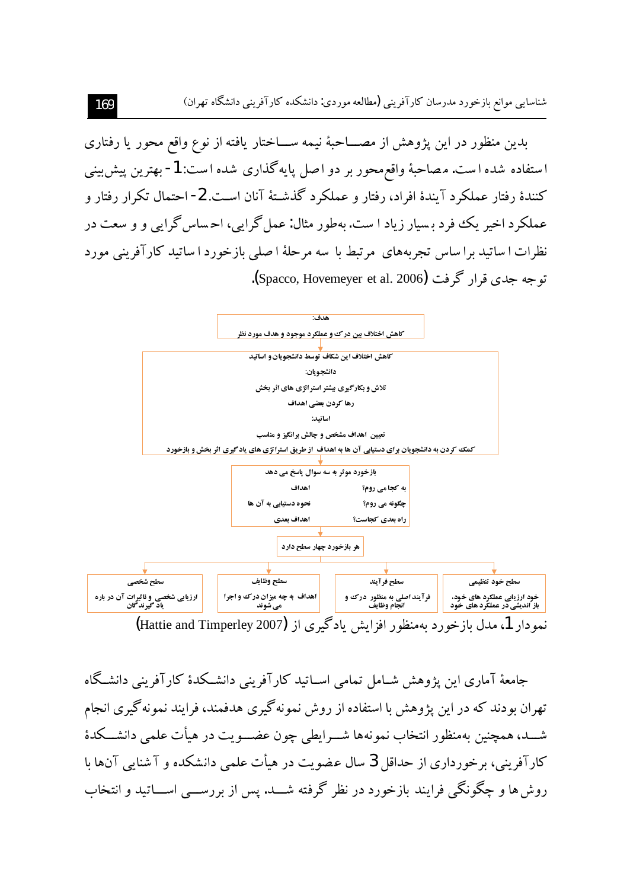بدین منظور در این پژوهش از مصاحبهٔ نیمه ساختار یافته از نوع واقع محور یا رفتاری استفاده شده است. مصاحبهٔ واقع‌محور بر دو اصل پایه‌گذاری شده است: 1- بهترین پیش‌بینی کنندهٔ رفتار عملکرد آیندهٔ افراد، رفتار و عملکرد گذشتهٔ آنان است. 2- احتمال تکرار رفتار و عملکرد اخیر یک فرد بسیار زیاد است. به‌طور مثال: عمل‌گرایی، احساس‌گرایی و و سعت در نظرات اساتید براساس تجربه‌های مرتبط با سه مرحلهٔ اصلی بازخورد اساتید کارآفرینی مورد توجه جدی قرار گرفت (Spacco, Hovemeyer et al. 2006).

هدف:
کاهش اختلاف بین درک و عملکرد موجود و هدف مورد نظر

کاهش اختلاف این شکاف توسط دانشجویان و اساتید
دانشجویان:
تلاش و بکارگیری بیشتر استراتژی های اثر بخش
رها کردن بعضی اهداف
اساتید:
تعیین اهداف مشخص و چالش برانگیز و مناسب
کمک کردن به دانشجویان برای دستیابی آن ها به اهداف از طریق استراتژی های یادگیری اثر بخش و بازخورد

بازخورد موثر به سه سوال پاسخ می دهد

| | |
|---|---|
| به کجا می روم؟ | اهداف |
| چگونه می روم؟ | نحوه دستیابی به آن ها |
| راه بعدی کجاست؟ | اهداف بعدی |

هر بازخورد چهار سطح دارد

| سطح خود تنظیمی | سطح فرآیند | سطح وظایف | سطح شخصی |
|---|---|---|---|
| خود ارزیابی عملکرد های خود، باز اندیشی در عملکرد های خود | فرآیند اصلی به منظور درک و انجام وظایف | اهداف به چه میزان درک و اجرا می شوند | ارزیابی شخصی و تاثیرات آن در باره یاد گیرندگان |

نمودار 1، مدل بازخورد به‌منظور افزایش یادگیری از (Hattie and Timperley 2007)

جامعهٔ آماری این پژوهش شامل تمامی اساتید کارآفرینی دانشکدهٔ کارآفرینی دانشگاه تهران بودند که در این پژوهش با استفاده از روش نمونه‌گیری هدفمند، فرایند نمونه‌گیری انجام شد، همچنین به‌منظور انتخاب نمونه‌ها شرایطی چون عضویت در هیأت علمی دانشکدهٔ کارآفرینی، برخورداری از حداقل 3 سال عضویت در هیأت علمی دانشکده و آشنایی آن‌ها با روش‌ها و چگونگی فرایند بازخورد در نظر گرفته شد. پس از بررسی اساتید و انتخاب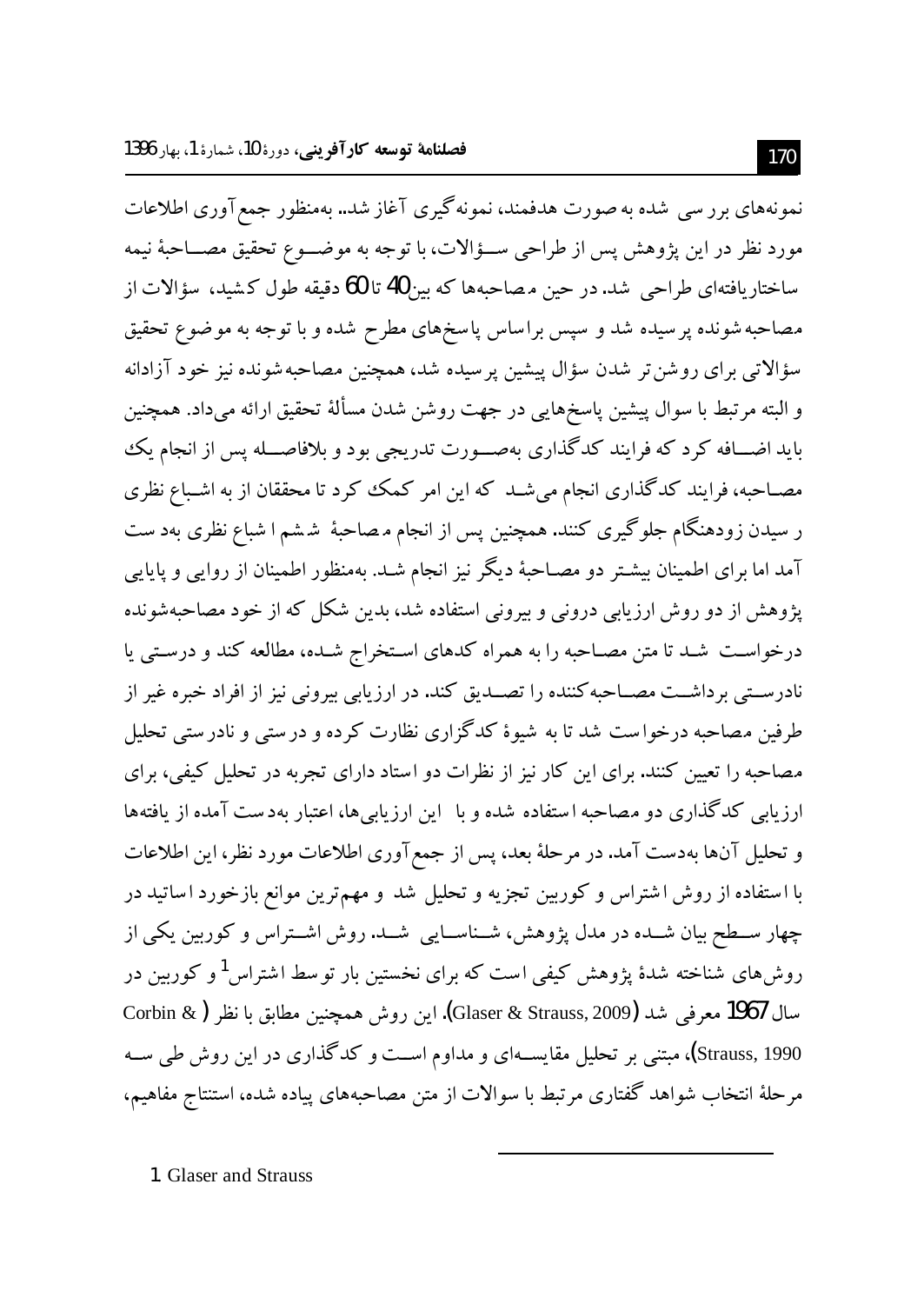نمونه‌های بررسی شده به صورت هدفمند، نمونه‌گیری آغاز شد.. به‌منظور جمع‌آوری اطلاعات مورد نظر در این پژوهش پس از طراحی سؤالات، با توجه به موضوع تحقیق مصاحبهٔ نیمه ساختاریافته‌ای طراحی شد. در حین مصاحبه‌ها که بین 40 تا 60 دقیقه طول کشید، سؤالات از مصاحبه‌شونده پرسیده شد و سپس براساس پاسخ‌های مطرح شده و با توجه به موضوع تحقیق سؤالاتی برای روشن‌تر شدن سؤال پیشین پرسیده شد، همچنین مصاحبه‌شونده نیز خود آزادانه و البته مرتبط با سوال پیشین پاسخ‌هایی در جهت روشن شدن مسألهٔ تحقیق ارائه می‌داد. همچنین باید اضافه کرد که فرایند کدگذاری به‌صورت تدریجی بود و بلافاصله پس از انجام یک مصاحبه، فرایند کدگذاری انجام می‌شد که این امر کمک کرد تا محققان از به اشباع نظری رسیدن زودهنگام جلوگیری کنند. همچنین پس از انجام مصاحبهٔ ششم اشباع نظری به‌دست آمد اما برای اطمینان بیشتر دو مصاحبهٔ دیگر نیز انجام شد. به‌منظور اطمینان از روایی و پایایی پژوهش از دو روش ارزیابی درونی و بیرونی استفاده شد، بدین شکل که از خود مصاحبه‌شونده درخواست شد تا متن مصاحبه را به همراه کدهای استخراج شده، مطالعه کند و درستی یا نادرستی برداشت مصاحبه‌کننده را تصدیق کند. در ارزیابی بیرونی نیز از افراد خبره غیر از طرفین مصاحبه درخواست شد تا به شیوهٔ کدگزاری نظارت کرده و درستی و نادرستی تحلیل مصاحبه را تعیین کنند. برای این کار نیز از نظرات دو استاد دارای تجربه در تحلیل کیفی، برای ارزیابی کدگذاری دو مصاحبه استفاده شده و با این ارزیابی‌ها، اعتبار به‌دست آمده از یافته‌ها و تحلیل آن‌ها به‌دست آمد. در مرحلهٔ بعد، پس از جمع‌آوری اطلاعات مورد نظر، این اطلاعات با استفاده از روش اشتراس و کوربین تجزیه و تحلیل شد و مهم‌ترین موانع بازخورد اساتید در چهار سطح بیان شده در مدل پژوهش، شناسایی شد. روش اشتراس و کوربین یکی از روش‌های شناخته شدهٔ پژوهش کیفی است که برای نخستین بار توسط اشتراس[1] و کوربین در سال 1967 معرفی شد (Glaser & Strauss, 2009). این روش همچنین مطابق با نظر (Corbin & Strauss, 1990)، مبتنی بر تحلیل مقایسه‌ای و مداوم است و کدگذاری در این روش طی سه مرحلهٔ انتخاب شواهد گفتاری مرتبط با سوالات از متن مصاحبه‌های پیاده شده، استنتاج مفاهیم،

---

1. Glaser and Strauss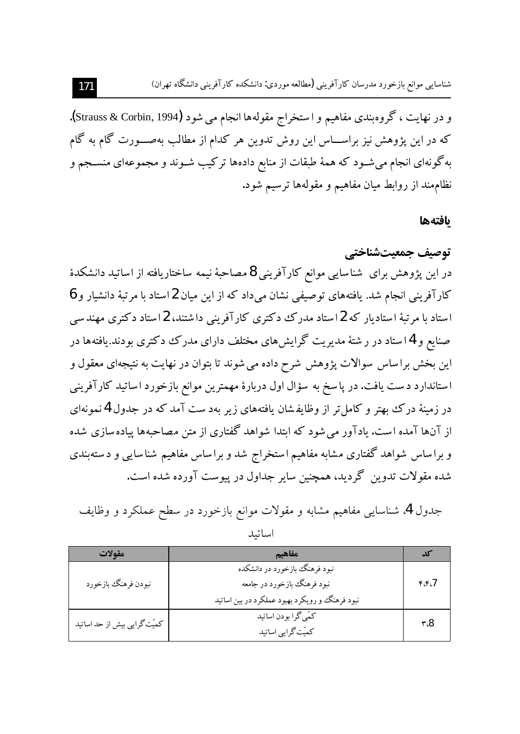و در نهایت ، گروه‌بندی مفاهیم و استخراج مقوله‌ها انجام می شود (Strauss & Corbin, 1994). که در این پژوهش نیز براساس این روش تدوین هر کدام از مطالب به‌صورت گام به گام به‌گونه‌ای انجام می‌شود که همهٔ طبقات از منابع داده‌ها ترکیب شوند و مجموعه‌ای منسجم و نظام‌مند از روابط میان مفاهیم و مقوله‌ها ترسیم شود.

## یافته‌ها

### توصیف جمعیت‌شناختی

در این پژوهش برای شناسایی موانع کارآفرینی 8 مصاحبهٔ نیمه ساختاریافته از اساتید دانشکدهٔ کارآفرینی انجام شد. یافته‌های توصیفی نشان می‌داد که از این میان 2 استاد با مرتبهٔ دانشیار و 6 استاد با مرتبهٔ استادیار که 2 استاد مدرک دکتری کارآفرینی داشتند، 2 استاد دکتری مهندسی صنایع و 4 استاد در رشتهٔ مدیریت گرایش‌های مختلف دارای مدرک دکتری بودند. یافته‌ها در این بخش براساس سوالات پژوهش شرح داده می‌شوند تا بتوان در نهایت به نتیجه‌ای معقول و استاندارد دست یافت. در پاسخ به سؤال اول دربارهٔ مهمترین موانع بازخورد اساتید کارآفرینی در زمینهٔ درک بهتر و کامل‌تر از وظایفشان یافته‌های زیر به‌دست آمد که در جدول 4 نمونه‌ای از آن‌ها آمده است. یادآور می‌شود که ابتدا شواهد گفتاری از متن مصاحبه‌ها پیاده‌سازی شده و براساس شواهد گفتاری مشابه مفاهیم استخراج شد و براساس مفاهیم شناسایی و دسته‌بندی شده مقولات تدوین گردید، همچنین سایر جداول در پیوست آورده شده است.

جدول 4. شناسایی مفاهیم مشابه و مقولات موانع بازخورد در سطح عملکرد و وظایف اساتید

| کد | مفاهیم | مقولات |
|---|---|---|
| ۴،۴،7 | نبود فرهنگ بازخورد در دانشکده<br>نبود فرهنگ بازخورد در جامعه<br>نبود فرهنگ و رویکرد بهبود عملکرد در بین اساتید | نبودن فرهنگ بازخورد |
| ۳،8 | کمّی گرا بودن اساتید<br>کمیّت گرایی اساتید | کمیّت گرایی بیش از حد اساتید |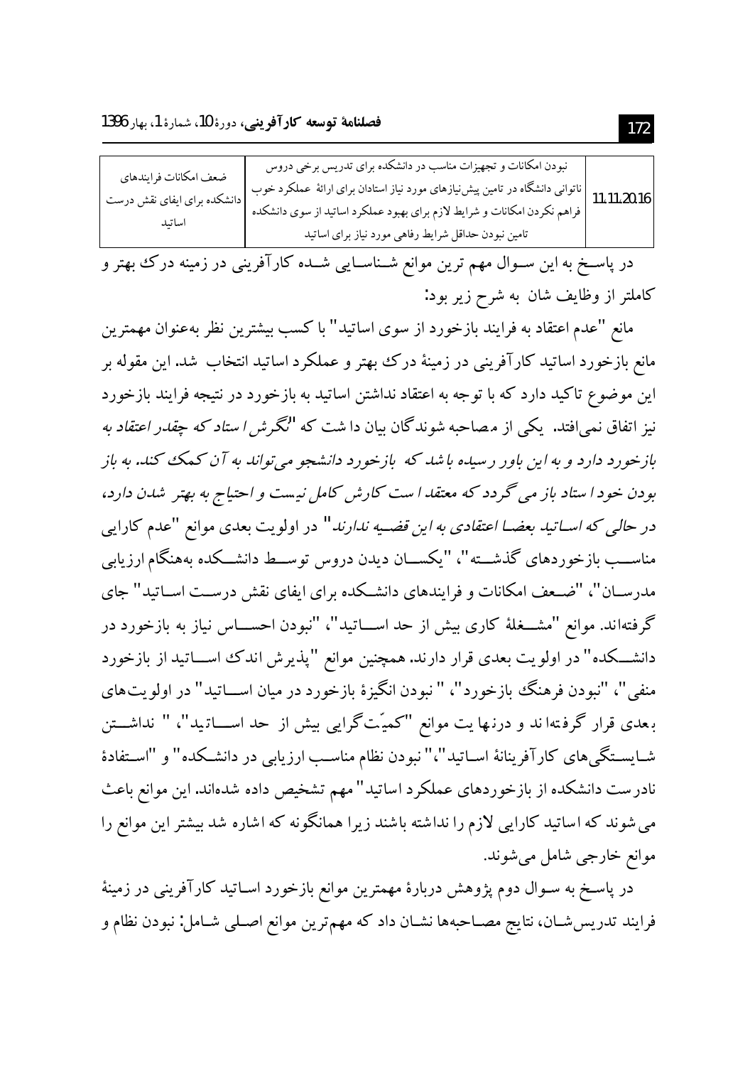| 11.11.20.16 | نبودن امکانات و تجهیزات مناسب در دانشکده برای تدریس برخی دروس<br>ناتوانی دانشگاه در تامین پیش‌نیازهای مورد نیاز استادان برای ارائهٔ عملکرد خوب<br>فراهم نکردن امکانات و شرایط لازم برای بهبود عملکرد اساتید از سوی دانشکده<br>تامین نبودن حداقل شرایط رفاهی مورد نیاز برای اساتید | ضعف امکانات فرایندهای دانشکده برای ایفای نقش درست اساتید |
|---|---|---|

در پاسخ به این سوال مهم ترین موانع شناسایی شده کارآفرینی در زمینه درک بهتر و کاملتر از وظایف شان به شرح زیر بود:

مانع "عدم اعتقاد به فرایند بازخورد از سوی اساتید" با کسب بیشترین نظر به‌عنوان مهمترین مانع بازخورد اساتید کارآفرینی در زمینهٔ درک بهتر و عملکرد اساتید انتخاب شد. این مقوله بر این موضوع تاکید دارد که با توجه به اعتقاد نداشتن اساتید به بازخورد در نتیجه فرایند بازخورد نیز اتفاق نمی‌افتد. یکی از مصاحبه شوندگان بیان داشت که *"نگرش استاد که چقدر اعتقاد به بازخورد دارد و به این باور رسیده باشد که بازخورد دانشجو می‌تواند به آن کمک کند. به باز بودن خود استاد باز می گردد که معتقد است کارش کامل نیست و احتیاج به بهتر شدن دارد، در حالی که اساتید بعضا اعتقادی به این قضیه ندارند"* در اولویت بعدی موانع "عدم کارایی مناسب بازخوردهای گذشته"، "یکسان دیدن دروس توسط دانشکده به‌هنگام ارزیابی مدرسان"، "ضعف امکانات و فرایندهای دانشکده برای ایفای نقش درست اساتید" جای گرفته‌اند. موانع "مشغلهٔ کاری بیش از حد اساتید"، "نبودن احساس نیاز به بازخورد در دانشکده" در اولویت بعدی قرار دارند. همچنین موانع "پذیرش اندک اساتید از بازخورد منفی"، "نبودن فرهنگ بازخورد"، "نبودن انگیزهٔ بازخورد در میان اساتید" در اولویت‌های بعدی قرار گرفته اند و درنهایت موانع "کمیّت‌گرایی بیش از حد اساتید"، "نداشتن شایستگی‌های کارآفرینانهٔ اساتید"، "نبودن نظام مناسب ارزیابی در دانشکده" و "استفادهٔ نادرست دانشکده از بازخوردهای عملکرد اساتید" مهم تشخیص داده شده‌اند. این موانع باعث می شوند که اساتید کارایی لازم را نداشته باشند زیرا همانگونه که اشاره شد بیشتر این موانع را موانع خارجی شامل می‌شوند.

در پاسخ به سوال دوم پژوهش دربارهٔ مهمترین موانع بازخورد اساتید کارآفرینی در زمینهٔ فرایند تدریس‌شان، نتایج مصاحبه‌ها نشان داد که مهم‌ترین موانع اصلی شامل: نبودن نظام و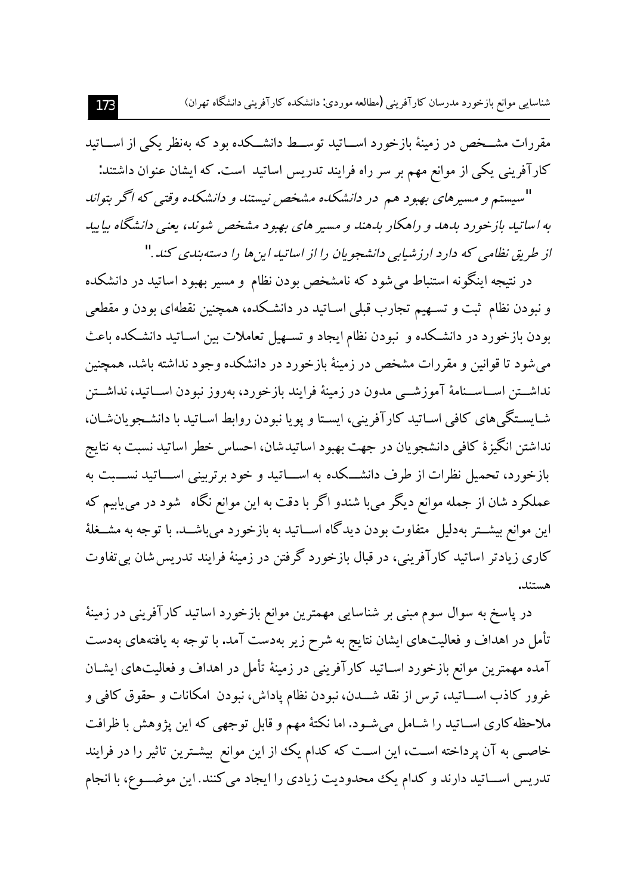مقررات مشــخص در زمینهٔ بازخورد اســاتید توســط دانشــکده بود که به‌نظر یکی از اســاتید کارآفرینی یکی از موانع مهم بر سر راه فرایند تدریس اساتید است. که ایشان عنوان داشتند:

*"سیستم و مسیرهای بهبود هم در دانشکده مشخص نیستند و دانشکده وقتی که اگر بتواند به اساتید بازخورد بدهد و راهکار بدهند و مسیر های بهبود مشخص شوند، یعنی دانشگاه بیایید از طریق نظامی که دارد ارزشیابی دانشجویان را از اساتید این‌ها را دسته‌بندی کند."*

در نتیجه اینگونه استنباط می‌شود که نامشخص بودن نظام و مسیر بهبود اساتید در دانشکده و نبودن نظام ثبت و تسـهیم تجارب قبلی اسـاتید در دانشـکده، همچنین نقطه‌ای بودن و مقطعی بودن بازخورد در دانشـکده و نبودن نظام ایجاد و تسـهیل تعاملات بین اسـاتید دانشـکده باعث می‌شود تا قوانین و مقررات مشخص در زمینهٔ بازخورد در دانشکده وجود نداشته باشد. همچنین نداشــتن اســاســنامهٔ آموزشــی مدون در زمینهٔ فرایند بازخورد، به‌روز نبودن اســاتید، نداشــتن شـایسـتگی‌های کافی اسـاتید کارآفرینی، ایسـتا و پویا نبودن روابط اسـاتید با دانشـجویان‌شـان، نداشتن انگیزهٔ کافی دانشجویان در جهت بهبود اساتیدشان، احساس خطر اساتید نسبت به نتایج بازخورد، تحمیل نظرات از طرف دانشــکده به اســاتید و خود برتربینی اســاتید نســبت به عملکرد شان از جمله موانع دیگر می‌با شندو اگر با دقت به این موانع نگاه شود در می‌یابیم که این موانع بیشــتر به‌دلیل متفاوت بودن دیدگاه اســاتید به بازخورد می‌باشــد. با توجه به مشــغلهٔ کاری زیادتر اساتید کارآفرینی، در قبال بازخورد گرفتن در زمینهٔ فرایند تدریس‌شان بی‌تفاوت هستند.

در پاسخ به سوال سوم مبنی بر شناسایی مهمترین موانع بازخورد اساتید کارآفرینی در زمینهٔ تأمل در اهداف و فعالیت‌های ایشان نتایج به شرح زیر به‌دست آمد. با توجه به یافته‌های به‌دست آمده مهمترین موانع بازخورد اسـاتید کارآفرینی در زمینهٔ تأمل در اهداف و فعالیت‌های ایشـان غرور کاذب اســاتید، ترس از نقد شــدن، نبودن نظام پاداش، نبودن امکانات و حقوق کافی و ملاحظه‌کاری اسـاتید را شـامل می‌شـود. اما نکتهٔ مهم و قابل توجهی که این پژوهش با ظرافت خاصـی به آن پرداخته اسـت، این اسـت که کدام یک از این موانع بیشـترین تاثیر را در فرایند تدریس اســاتید دارند و کدام یک محدودیت زیادی را ایجاد می‌کنند. این موضــوع، با انجام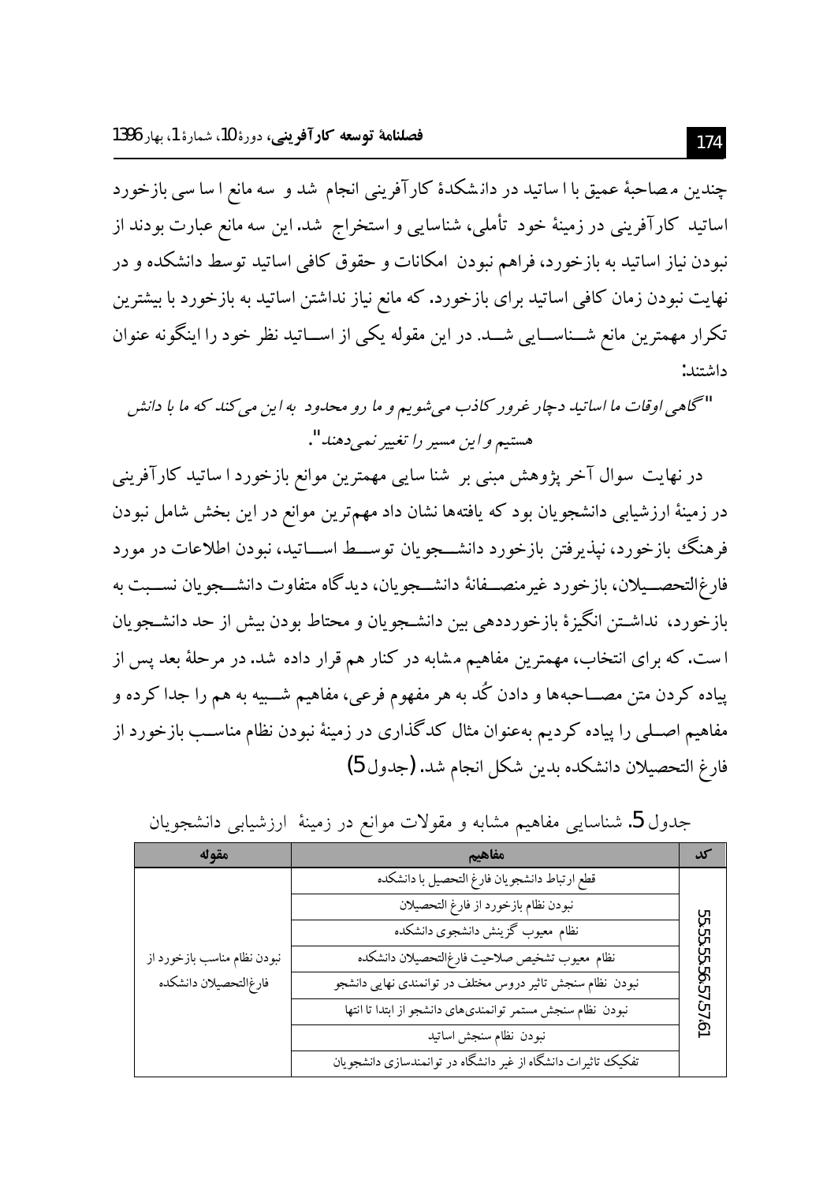چندین مصاحبهٔ عمیق با اساتید در دانشکدهٔ کارآفرینی انجام شد و سه مانع اساسی بازخورد اساتید کارآفرینی در زمینهٔ خود تأملی، شناسایی و استخراج شد. این سه مانع عبارت بودند از نبودن نیاز اساتید به بازخورد، فراهم نبودن امکانات و حقوق کافی اساتید توسط دانشکده و در نهایت نبودن زمان کافی اساتید برای بازخورد. که مانع نیاز نداشتن اساتید به بازخورد با بیشترین تکرار مهمترین مانع شناسایی شد. در این مقوله یکی از اساتید نظر خود را اینگونه عنوان داشتند:

*"گاهی اوقات ما اساتید دچار غرور کاذب می‌شویم و ما رو محدود به این می‌کند که ما با دانش هستیم و این مسیر را تغییر نمی‌دهند".*

در نهایت سوال آخر پژوهش مبنی بر شناسایی مهمترین موانع بازخورد اساتید کارآفرینی در زمینهٔ ارزشیابی دانشجویان بود که یافته‌ها نشان داد مهم‌ترین موانع در این بخش شامل نبودن فرهنگ بازخورد، نپذیرفتن بازخورد دانشجویان توسط اساتید، نبودن اطلاعات در مورد فارغ‌التحصیلان، بازخورد غیرمنصفانهٔ دانشجویان، دیدگاه متفاوت دانشجویان نسبت به بازخورد، نداشتن انگیزهٔ بازخورددهی بین دانشجویان و محتاط بودن بیش از حد دانشجویان است. که برای انتخاب، مهمترین مفاهیم مشابه در کنار هم قرار داده شد. در مرحلهٔ بعد پس از پیاده کردن متن مصاحبه‌ها و دادن کُد به هر مفهوم فرعی، مفاهیم شبیه به هم را جدا کرده و مفاهیم اصلی را پیاده کردیم به‌عنوان مثال کدگذاری در زمینهٔ نبودن نظام مناسب بازخورد از فارغ التحصیلان دانشکده بدین شکل انجام شد. (جدول5)

جدول 5. شناسایی مفاهیم مشابه و مقولات موانع در زمینهٔ ارزشیابی دانشجویان

| کد | مفاهیم | مقوله |
|---|---|---|
| 55،55،55،56،57،57،61 | قطع ارتباط دانشجویان فارغ التحصیل با دانشکده | نبودن نظام مناسب بازخورد از فارغ‌التحصیلان دانشکده |
| | نبودن نظام بازخورد از فارغ التحصیلان | |
| | نظام معیوب گزینش دانشجوی دانشکده | |
| | نظام معیوب تشخیص صلاحیت فارغ‌التحصیلان دانشکده | |
| | نبودن نظام سنجش تاثیر دروس مختلف در توانمندی نهایی دانشجو | |
| | نبودن نظام سنجش مستمر توانمندی‌های دانشجو از ابتدا تا انتها | |
| | نبودن نظام سنجش اساتید | |
| | تفکیک تاثیرات دانشگاه از غیر دانشگاه در توانمندسازی دانشجویان | |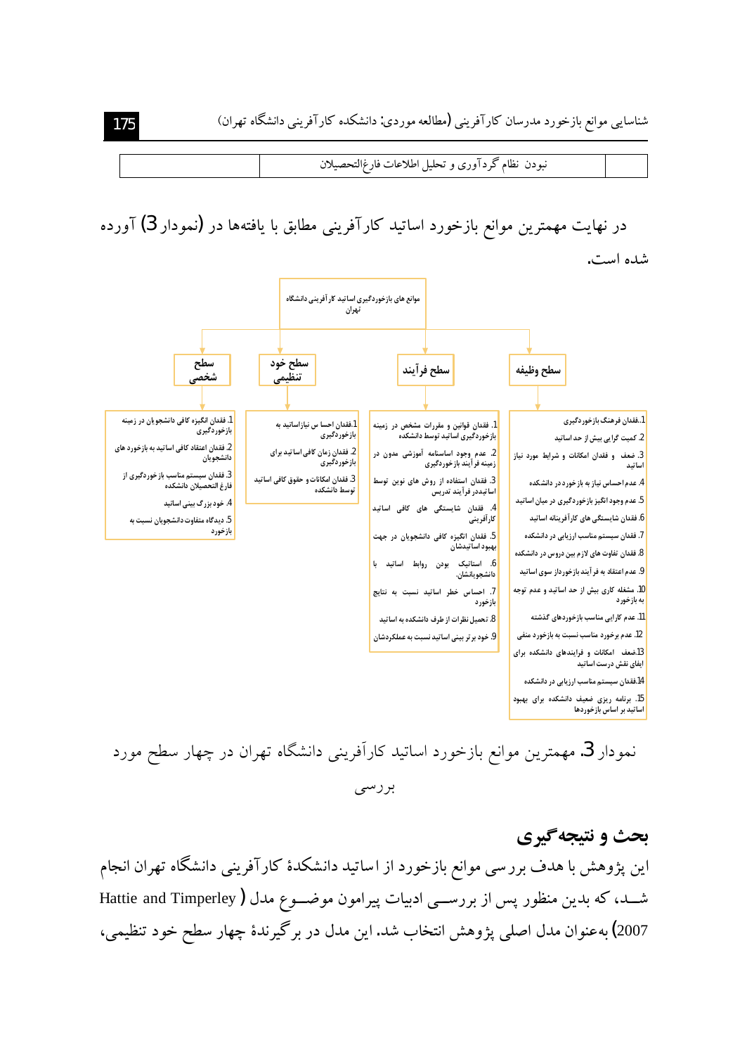| | نبودن نظام گردآوری و تحلیل اطلاعات فارغ‌التحصیلان | |
|---|---|---|

در نهایت مهمترین موانع بازخورد اساتید کارآفرینی مطابق با یافته‌ها در (نمودار 3) آورده شده است.

**موانع های بازخوردگیری اساتید کارآفرینی دانشگاه تهران**

**سطح وظیفه**

1. فقدان فرهنگ بازخوردگیری
2. کمیت گرایی بیش از حد اساتید
3. ضعف و فقدان امکانات و شرایط مورد نیاز اساتید
4. عدم احساس نیاز به بازخورد در دانشکده
5. عدم وجود انگیز بازخوردگیری در میان اساتید
6. فقدان شایستگی های کارآفرینانه اساتید
7. فقدان سیستم مناسب ارزیابی در دانشکده
8. فقدان تفاوت های لازم بین دروس در دانشکده
9. عدم اعتقاد به فرآیند بازخورددادن سوی اساتید
10. مشغله کاری بیش از حد اساتید و عدم توجه به بازخورد
11. عدم کارایی مناسب بازخوردهای گذشته
12. عدم برخورد مناسب نسبت به بازخورد منفی
13. ضعف امکانات و فرایندهای دانشکده برای ایفای نقش درست اساتید
14. فقدان سیستم مناسب ارزیابی در دانشکده
15. برنامه ریزی ضعیف دانشکده برای بهبود اساتید بر اساس بازخوردها

**سطح فرآیند**

1. فقدان قوانین و مقررات مشخص در زمینه بازخوردگیری اساتید توسط دانشکده
2. عدم وجود اساسنامه آموزشی مدون در زمینه فرآیند بازخوردگیری
3. فقدان استفاده از روش های نوین توسط اساتیددر فرآیند تدریس
4. فقدان شایستگی های کافی اساتید کارآفرینی
5. فقدان انگیزهٔ کافی دانشجویان در جهت بهبود اساتیدشان
6. استاتیک بودن روابط اساتید با دانشجویانشان.
7. احساس خطر اساتید نسبت به نتایج بازخورد
8. تحمیل نظرات از طرف دانشکده به اساتید
9. خود برتر بینی اساتید نسبت به عملکردشان

**سطح خود تنظیمی**

1. فقدان احسا س نیازاساتید به بازخوردگیری
2. فقدان زمان کافی اساتید برای بازخوردگیری
3. فقدان امکانات و حقوق کافی اساتید توسط دانشکده

**سطح شخصی**

1. فقدان انگیزهٔ کافی دانشجویان در زمینه بازخوردگیری
2. فقدان اعتقاد کافی اساتید به بازخورد های دانشجویان
3. فقدان سیستم مناسب بازخوردگیری از فارغ التحصیلان دانشکده
4. خود بزرگ بینی اساتید
5. دیدگاه متفاوت دانشجویان نسبت به بازخورد

نمودار 3. مهمترین موانع بازخورد اساتید کارآفرینی دانشگاه تهران در چهار سطح مورد بررسی

## بحث و نتیجه‌گیری

این پژوهش با هدف بررسی موانع بازخورد از اساتید دانشکدهٔ کارآفرینی دانشگاه تهران انجام شـد، که بدین منظور پس از بررسـی ادبیات پیرامون موضـوع مدل (Hattie and Timperley 2007) به‌عنوان مدل اصلی پژوهش انتخاب شد. این مدل در برگیرندهٔ چهار سطح خود تنظیمی،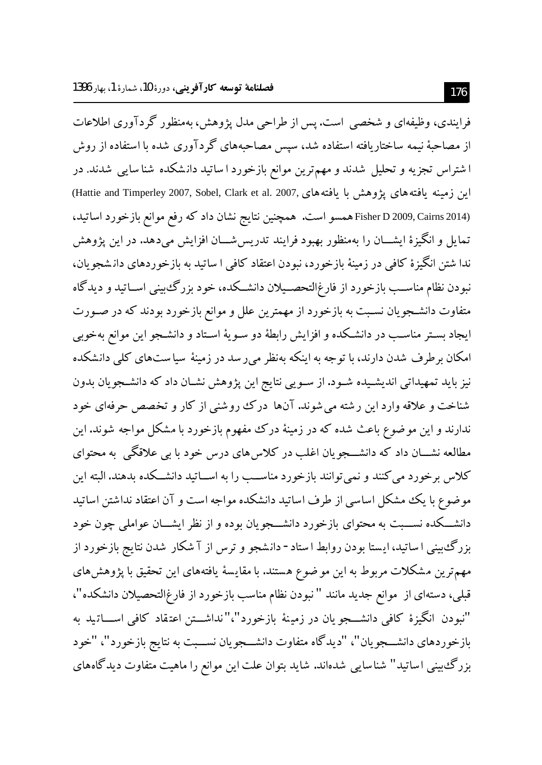فرایندی، وظیفه‌ای و شخصی است. پس از طراحی مدل پژوهش، به‌منظور گردآوری اطلاعات از مصاحبهٔ نیمه ساختاریافته استفاده شد، سپس مصاحبه‌های گردآوری شده با استفاده از روش اشتراس تجزیه و تحلیل شدند و مهم‌ترین موانع بازخورد اساتید دانشکده شناسایی شدند. در این زمینه یافته‌های پژوهش با یافته‌های (Hattie and Timperley 2007, Sobel, Clark et al. 2007, Fisher D 2009, Cairns 2014) همسو است. همچنین نتایج نشان داد که رفع موانع بازخورد اساتید، تمایل و انگیزهٔ ایشان را به‌منظور بهبود فرایند تدریس‌شان افزایش می‌دهد. در این پژوهش نداشتن انگیزهٔ کافی در زمینهٔ بازخورد، نبودن اعتقاد کافی اساتید به بازخوردهای دانشجویان، نبودن نظام مناسب بازخورد از فارغ‌التحصیلان دانشکده، خود بزرگ‌بینی اساتید و دیدگاه متفاوت دانشجویان نسبت به بازخورد از مهمترین علل و موانع بازخورد بودند که در صورت ایجاد بستر مناسب در دانشکده و افزایش رابطهٔ دو سویهٔ استاد و دانشجو این موانع به‌خوبی امکان برطرف شدن دارند، با توجه به اینکه به‌نظر می‌رسد در زمینهٔ سیاست‌های کلی دانشکده نیز باید تمهیداتی اندیشیده شود. از سویی نتایج این پژوهش نشان داد که دانشجویان بدون شناخت و علاقه وارد این رشته می‌شوند. آن‌ها درک روشنی از کار و تخصص حرفه‌ای خود ندارند و این موضوع باعث شده که در زمینهٔ درک مفهوم بازخورد با مشکل مواجه شوند. این مطالعه نشان داد که دانشجویان اغلب در کلاس‌های درس خود با بی علاقگی به محتوای کلاس برخورد می‌کنند و نمی‌توانند بازخورد مناسب را به اساتید دانشکده بدهند. البته این موضوع با یک مشکل اساسی از طرف اساتید دانشکده مواجه است و آن اعتقاد نداشتن اساتید دانشکده نسبت به محتوای بازخورد دانشجویان بوده و از نظر ایشان عواملی چون خود بزرگ‌بینی اساتید، ایستا بودن روابط استاد - دانشجو و ترس از آشکار شدن نتایج بازخورد از مهم‌ترین مشکلات مربوط به این موضوع هستند. با مقایسهٔ یافته‌های این تحقیق با پژوهش‌های قبلی، دسته‌ای از موانع جدید مانند "نبودن نظام مناسب بازخورد از فارغ‌التحصیلان دانشکده"، "نبودن انگیزهٔ کافی دانشجویان در زمینهٔ بازخورد"، "نداشتن اعتقاد کافی اساتید به بازخوردهای دانشجویان"، "دیدگاه متفاوت دانشجویان نسبت به نتایج بازخورد"، "خود بزرگ‌بینی اساتید" شناسایی شده‌اند. شاید بتوان علت این موانع را ماهیت متفاوت دیدگاه‌های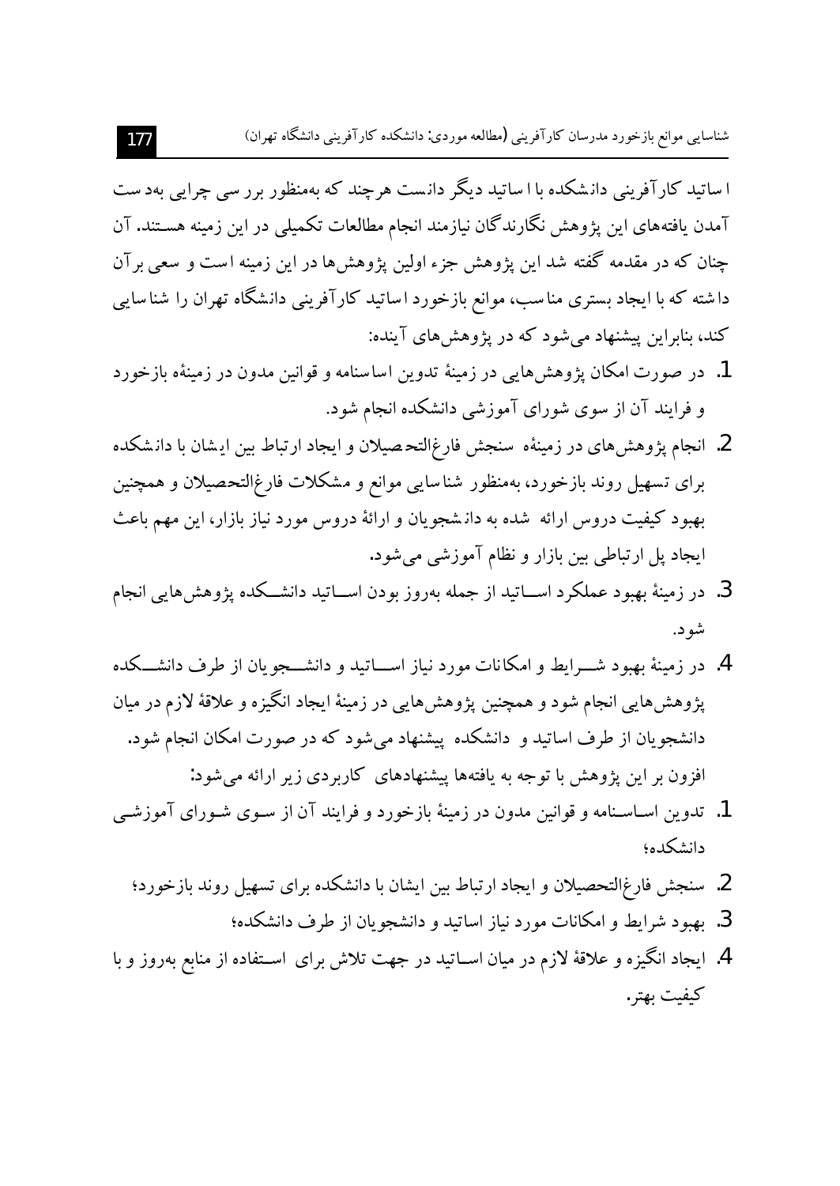اساتید کارآفرینی دانشکده با اساتید دیگر دانست هرچند که به‌منظور بررسی چرایی به‌دست آمدن یافته‌های این پژوهش نگارندگان نیازمند انجام مطالعات تکمیلی در این زمینه هستند. آن چنان که در مقدمه گفته شد این پژوهش جزء اولین پژوهش‌ها در این زمینه است و سعی برآن داشته که با ایجاد بستری مناسب، موانع بازخورد اساتید کارآفرینی دانشگاه تهران را شناسایی کند، بنابراین پیشنهاد می‌شود که در پژوهش‌های آینده:

1. در صورت امکان پژوهش‌هایی در زمینهٔ تدوین اساسنامه و قوانین مدون در زمینهٔ بازخورد و فرایند آن از سوی شورای آموزشی دانشکده انجام شود.
2. انجام پژوهش‌های در زمینهٔ سنجش فارغ‌التحصیلان و ایجاد ارتباط بین ایشان با دانشکده برای تسهیل روند بازخورد، به‌منظور شناسایی موانع و مشکلات فارغ‌التحصیلان و همچنین بهبود کیفیت دروس ارائه شده به دانشجویان و ارائهٔ دروس مورد نیاز بازار، این مهم باعث ایجاد پل ارتباطی بین بازار و نظام آموزشی می‌شود.
3. در زمینهٔ بهبود عملکرد اساتید از جمله به‌روز بودن اساتید دانشکده پژوهش‌هایی انجام شود.
4. در زمینهٔ بهبود شرایط و امکانات مورد نیاز اساتید و دانشجویان از طرف دانشکده پژوهش‌هایی انجام شود و همچنین پژوهش‌هایی در زمینهٔ ایجاد انگیزه و علاقهٔ لازم در میان دانشجویان از طرف اساتید و دانشکده پیشنهاد می‌شود که در صورت امکان انجام شود.

افزون بر این پژوهش با توجه به یافته‌ها پیشنهادهای کاربردی زیر ارائه می‌شود:

1. تدوین اساسنامه و قوانین مدون در زمینهٔ بازخورد و فرایند آن از سوی شورای آموزشی دانشکده؛
2. سنجش فارغ‌التحصیلان و ایجاد ارتباط بین ایشان با دانشکده برای تسهیل روند بازخورد؛
3. بهبود شرایط و امکانات مورد نیاز اساتید و دانشجویان از طرف دانشکده؛
4. ایجاد انگیزه و علاقهٔ لازم در میان اساتید در جهت تلاش برای استفاده از منابع به‌روز و با کیفیت بهتر.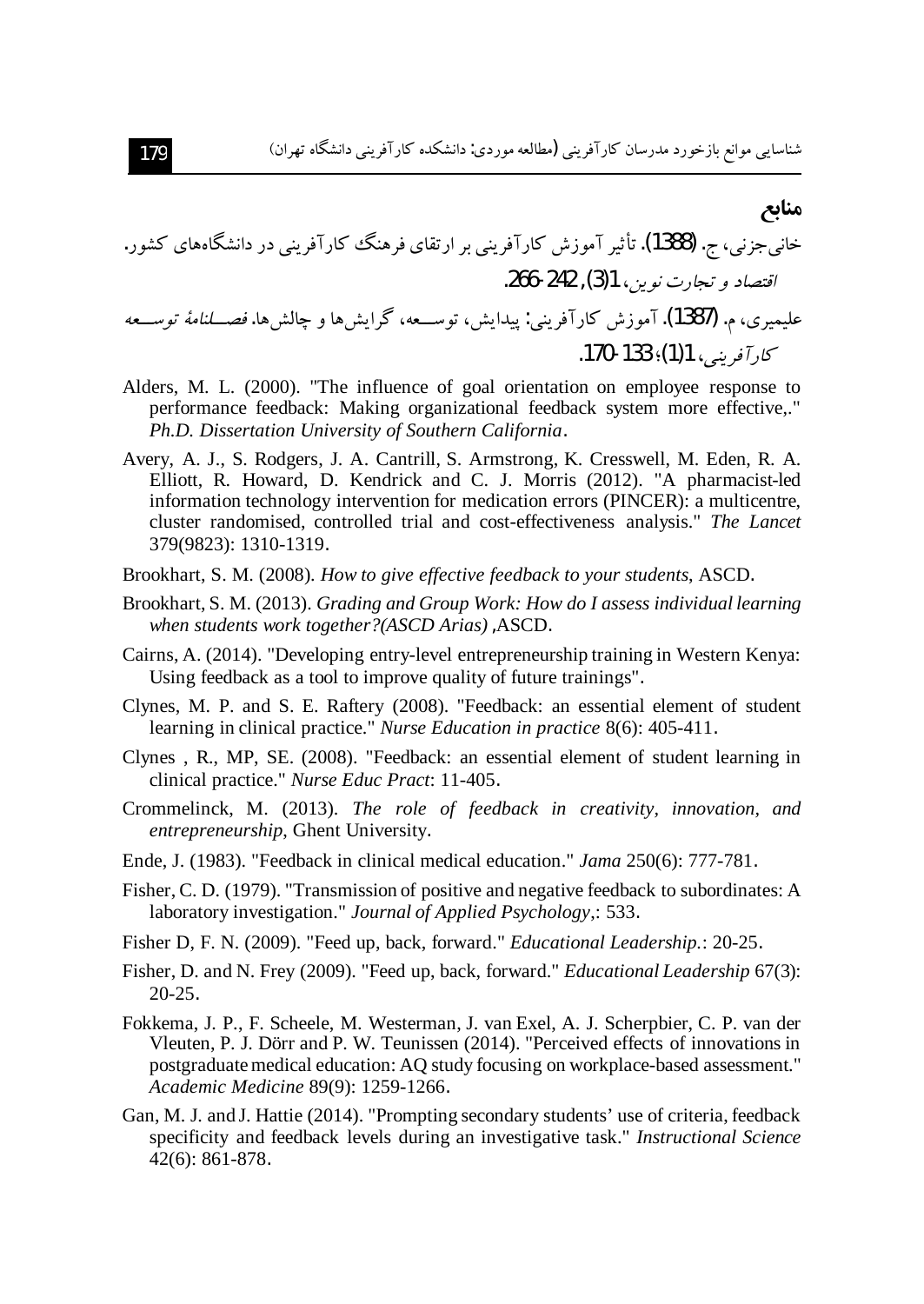## منابع

خانی‌جزنی، ج. (1388). تأثیر آموزش کارآفرینی بر ارتقای فرهنگ کارآفرینی در دانشگاه‌های کشور. *اقتصاد و تجارت نوین*، 1(3), 242-266.

علیمیری، م. (1387). آموزش کارآفرینی: پیدایش، توسعه، گرایش‌ها و چالش‌ها. *فصلنامهٔ توسعه کارآفرینی*، 1(1)؛ 133-170.

Alders, M. L. (2000). "The influence of goal orientation on employee response to performance feedback: Making organizational feedback system more effective,." *Ph.D. Dissertation University of Southern California*.

Avery, A. J., S. Rodgers, J. A. Cantrill, S. Armstrong, K. Cresswell, M. Eden, R. A. Elliott, R. Howard, D. Kendrick and C. J. Morris (2012). "A pharmacist-led information technology intervention for medication errors (PINCER): a multicentre, cluster randomised, controlled trial and cost-effectiveness analysis." *The Lancet* 379(9823): 1310-1319.

Brookhart, S. M. (2008). *How to give effective feedback to your students*, ASCD.

Brookhart, S. M. (2013). *Grading and Group Work: How do I assess individual learning when students work together?(ASCD Arias)* ,ASCD.

Cairns, A. (2014). "Developing entry-level entrepreneurship training in Western Kenya: Using feedback as a tool to improve quality of future trainings".

Clynes, M. P. and S. E. Raftery (2008). "Feedback: an essential element of student learning in clinical practice." *Nurse Education in practice* 8(6): 405-411.

Clynes , R., MP, SE. (2008). "Feedback: an essential element of student learning in clinical practice." *Nurse Educ Pract*: 11-405.

Crommelinck, M. (2013). *The role of feedback in creativity, innovation, and entrepreneurship*, Ghent University.

Ende, J. (1983). "Feedback in clinical medical education." *Jama* 250(6): 777-781.

Fisher, C. D. (1979). "Transmission of positive and negative feedback to subordinates: A laboratory investigation." *Journal of Applied Psychology*,: 533.

Fisher D, F. N. (2009). "Feed up, back, forward." *Educational Leadership.*: 20-25.

Fisher, D. and N. Frey (2009). "Feed up, back, forward." *Educational Leadership* 67(3): 20-25.

Fokkema, J. P., F. Scheele, M. Westerman, J. van Exel, A. J. Scherpbier, C. P. van der Vleuten, P. J. Dörr and P. W. Teunissen (2014). "Perceived effects of innovations in postgraduate medical education: AQ study focusing on workplace-based assessment." *Academic Medicine* 89(9): 1259-1266.

Gan, M. J. and J. Hattie (2014). "Prompting secondary students' use of criteria, feedback specificity and feedback levels during an investigative task." *Instructional Science* 42(6): 861-878.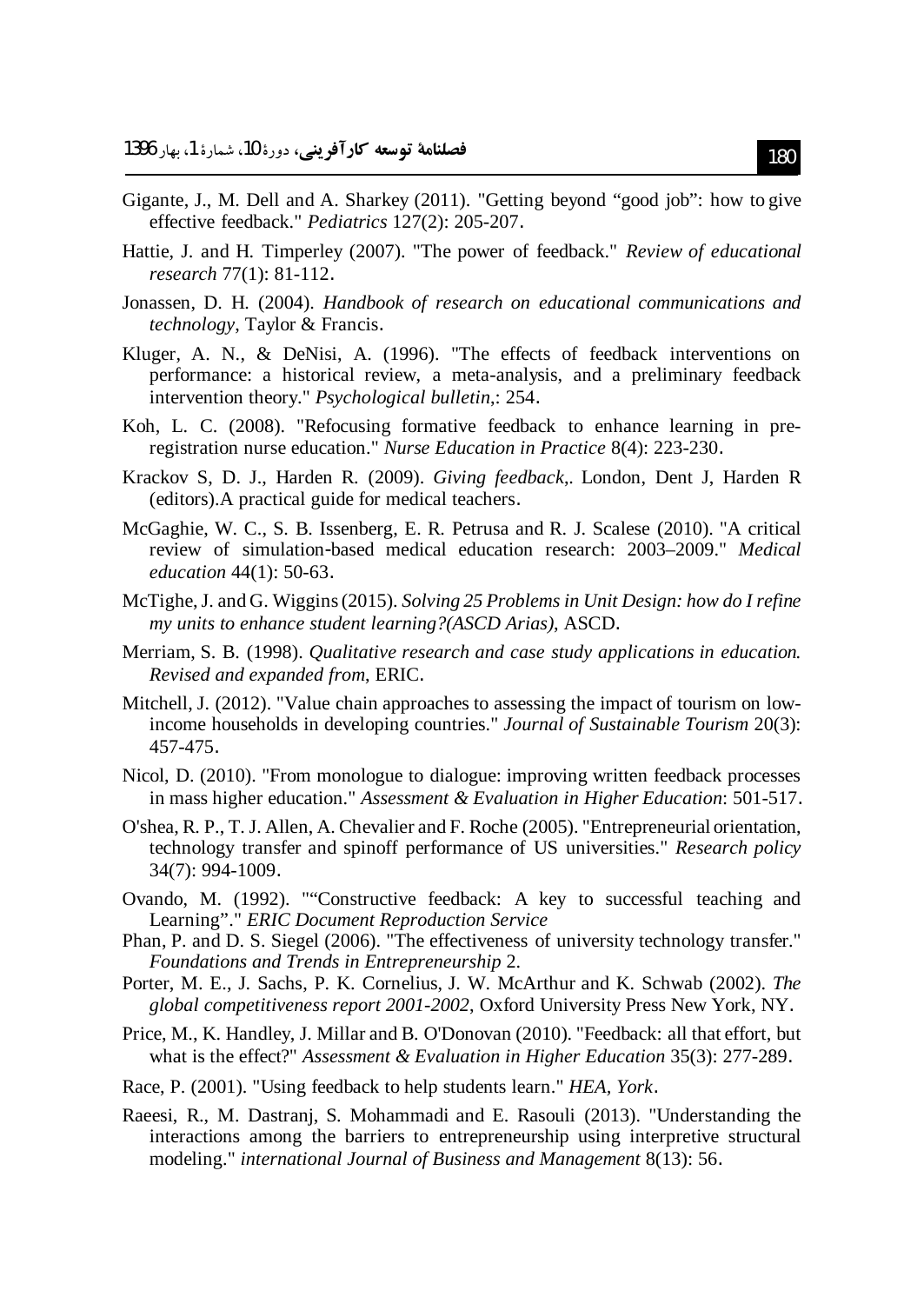Gigante, J., M. Dell and A. Sharkey (2011). "Getting beyond "good job": how to give effective feedback." *Pediatrics* 127(2): 205-207.

Hattie, J. and H. Timperley (2007). "The power of feedback." *Review of educational research* 77(1): 81-112.

Jonassen, D. H. (2004). *Handbook of research on educational communications and technology*, Taylor & Francis.

Kluger, A. N., & DeNisi, A. (1996). "The effects of feedback interventions on performance: a historical review, a meta-analysis, and a preliminary feedback intervention theory." *Psychological bulletin*,: 254.

Koh, L. C. (2008). "Refocusing formative feedback to enhance learning in pre-registration nurse education." *Nurse Education in Practice* 8(4): 223-230.

Krackov S, D. J., Harden R. (2009). *Giving feedback*,. London, Dent J, Harden R (editors).A practical guide for medical teachers.

McGaghie, W. C., S. B. Issenberg, E. R. Petrusa and R. J. Scalese (2010). "A critical review of simulation-based medical education research: 2003–2009." *Medical education* 44(1): 50-63.

McTighe, J. and G. Wiggins (2015). *Solving 25 Problems in Unit Design: how do I refine my units to enhance student learning?(ASCD Arias)*, ASCD.

Merriam, S. B. (1998). *Qualitative research and case study applications in education. Revised and expanded from*, ERIC.

Mitchell, J. (2012). "Value chain approaches to assessing the impact of tourism on low-income households in developing countries." *Journal of Sustainable Tourism* 20(3): 457-475.

Nicol, D. (2010). "From monologue to dialogue: improving written feedback processes in mass higher education." *Assessment & Evaluation in Higher Education*: 501-517.

O'shea, R. P., T. J. Allen, A. Chevalier and F. Roche (2005). "Entrepreneurial orientation, technology transfer and spinoff performance of US universities." *Research policy* 34(7): 994-1009.

Ovando, M. (1992). ""Constructive feedback: A key to successful teaching and Learning"." *ERIC Document Reproduction Service*

Phan, P. and D. S. Siegel (2006). "The effectiveness of university technology transfer." *Foundations and Trends in Entrepreneurship* 2.

Porter, M. E., J. Sachs, P. K. Cornelius, J. W. McArthur and K. Schwab (2002). *The global competitiveness report 2001-2002*, Oxford University Press New York, NY.

Price, M., K. Handley, J. Millar and B. O'Donovan (2010). "Feedback: all that effort, but what is the effect?" *Assessment & Evaluation in Higher Education* 35(3): 277-289.

Race, P. (2001). "Using feedback to help students learn." *HEA, York*.

Raeesi, R., M. Dastranj, S. Mohammadi and E. Rasouli (2013). "Understanding the interactions among the barriers to entrepreneurship using interpretive structural modeling." *international Journal of Business and Management* 8(13): 56.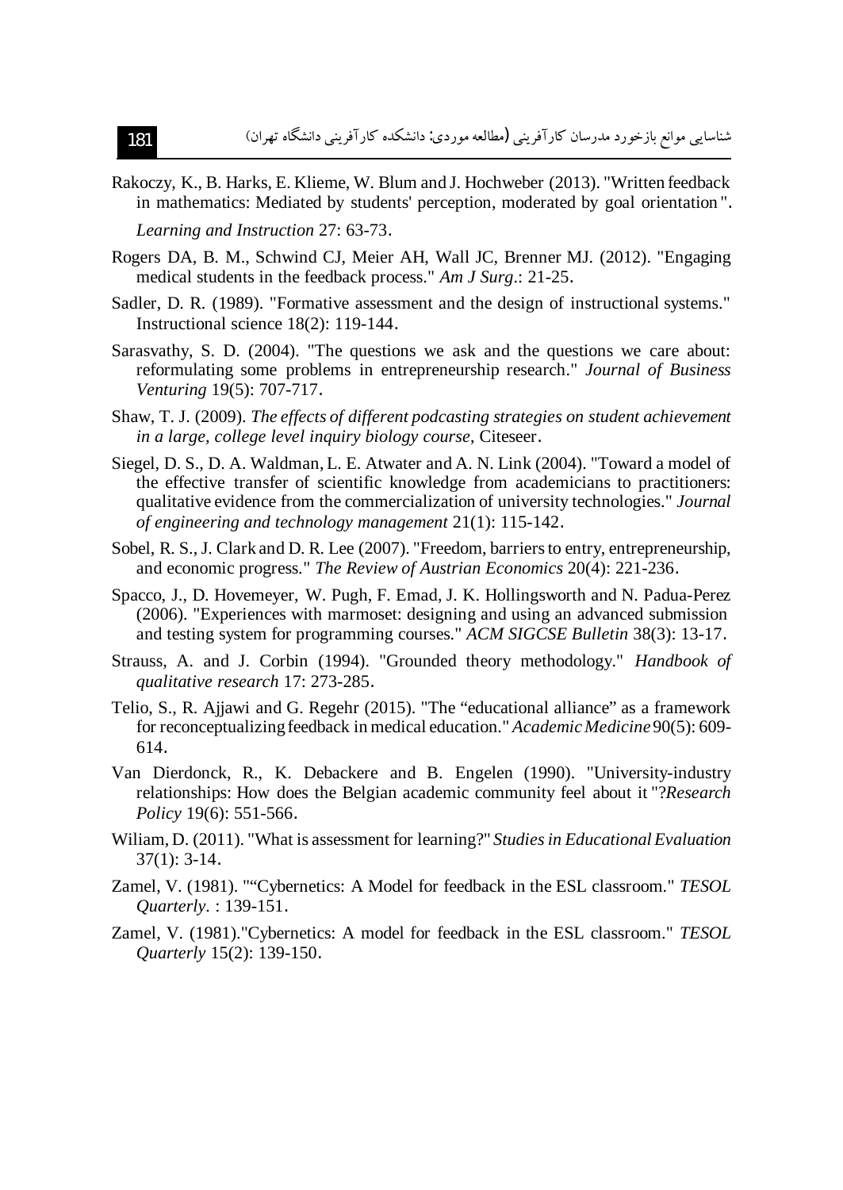Rakoczy, K., B. Harks, E. Klieme, W. Blum and J. Hochweber (2013). "Written feedback in mathematics: Mediated by students' perception, moderated by goal orientation". *Learning and Instruction* 27: 63-73.

Rogers DA, B. M., Schwind CJ, Meier AH, Wall JC, Brenner MJ. (2012). "Engaging medical students in the feedback process." *Am J Surg*.: 21-25.

Sadler, D. R. (1989). "Formative assessment and the design of instructional systems." Instructional science 18(2): 119-144.

Sarasvathy, S. D. (2004). "The questions we ask and the questions we care about: reformulating some problems in entrepreneurship research." *Journal of Business Venturing* 19(5): 707-717.

Shaw, T. J. (2009). *The effects of different podcasting strategies on student achievement in a large, college level inquiry biology course*, Citeseer.

Siegel, D. S., D. A. Waldman, L. E. Atwater and A. N. Link (2004). "Toward a model of the effective transfer of scientific knowledge from academicians to practitioners: qualitative evidence from the commercialization of university technologies." *Journal of engineering and technology management* 21(1): 115-142.

Sobel, R. S., J. Clark and D. R. Lee (2007). "Freedom, barriers to entry, entrepreneurship, and economic progress." *The Review of Austrian Economics* 20(4): 221-236.

Spacco, J., D. Hovemeyer, W. Pugh, F. Emad, J. K. Hollingsworth and N. Padua-Perez (2006). "Experiences with marmoset: designing and using an advanced submission and testing system for programming courses." *ACM SIGCSE Bulletin* 38(3): 13-17.

Strauss, A. and J. Corbin (1994). "Grounded theory methodology." *Handbook of qualitative research* 17: 273-285.

Telio, S., R. Ajjawi and G. Regehr (2015). "The "educational alliance" as a framework for reconceptualizing feedback in medical education." *Academic Medicine* 90(5): 609-614.

Van Dierdonck, R., K. Debackere and B. Engelen (1990). "University-industry relationships: How does the Belgian academic community feel about it "?*Research Policy* 19(6): 551-566.

Wiliam, D. (2011). "What is assessment for learning?" *Studies in Educational Evaluation* 37(1): 3-14.

Zamel, V. (1981). ""Cybernetics: A Model for feedback in the ESL classroom." *TESOL Quarterly*. : 139-151.

Zamel, V. (1981)."Cybernetics: A model for feedback in the ESL classroom." *TESOL Quarterly* 15(2): 139-150.